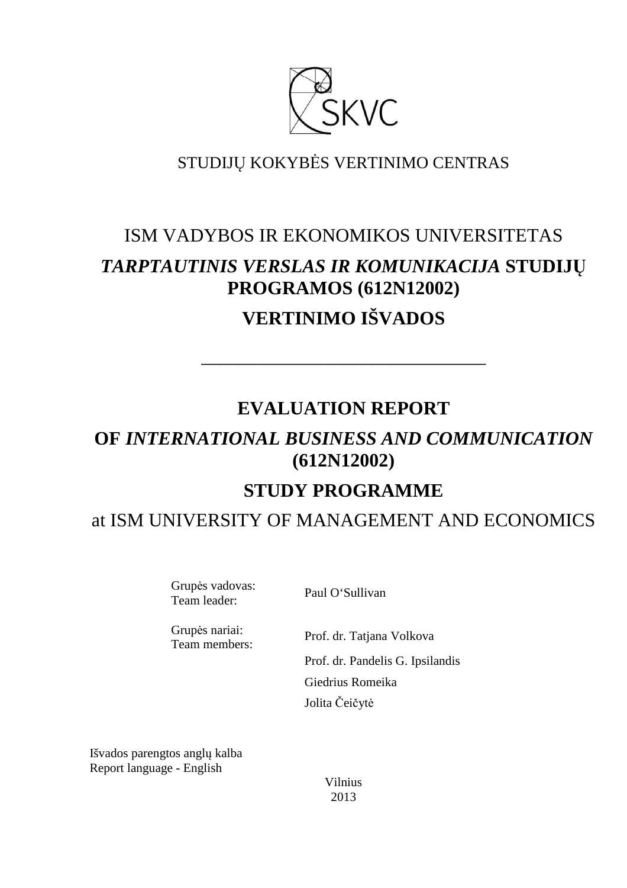SKVC

STUDIJŲ KOKYBĖS VERTINIMO CENTRAS

ISM VADYBOS IR EKONOMIKOS UNIVERSITETAS

***TARPTAUTINIS VERSLAS IR KOMUNIKACIJA* STUDIJŲ PROGRAMOS (612N12002)**

**VERTINIMO IŠVADOS**

---

# EVALUATION REPORT

**OF *INTERNATIONAL BUSINESS AND COMMUNICATION* (612N12002)**

**STUDY PROGRAMME**

at ISM UNIVERSITY OF MANAGEMENT AND ECONOMICS

| | |
|---|---|
| Grupės vadovas:<br>Team leader: | Paul O'Sullivan |
| Grupės nariai:<br>Team members: | Prof. dr. Tatjana Volkova |
| | Prof. dr. Pandelis G. Ipsilandis |
| | Giedrius Romeika |
| | Jolita Čeičytė |

Išvados parengtos anglų kalba
Report language - English

Vilnius
2013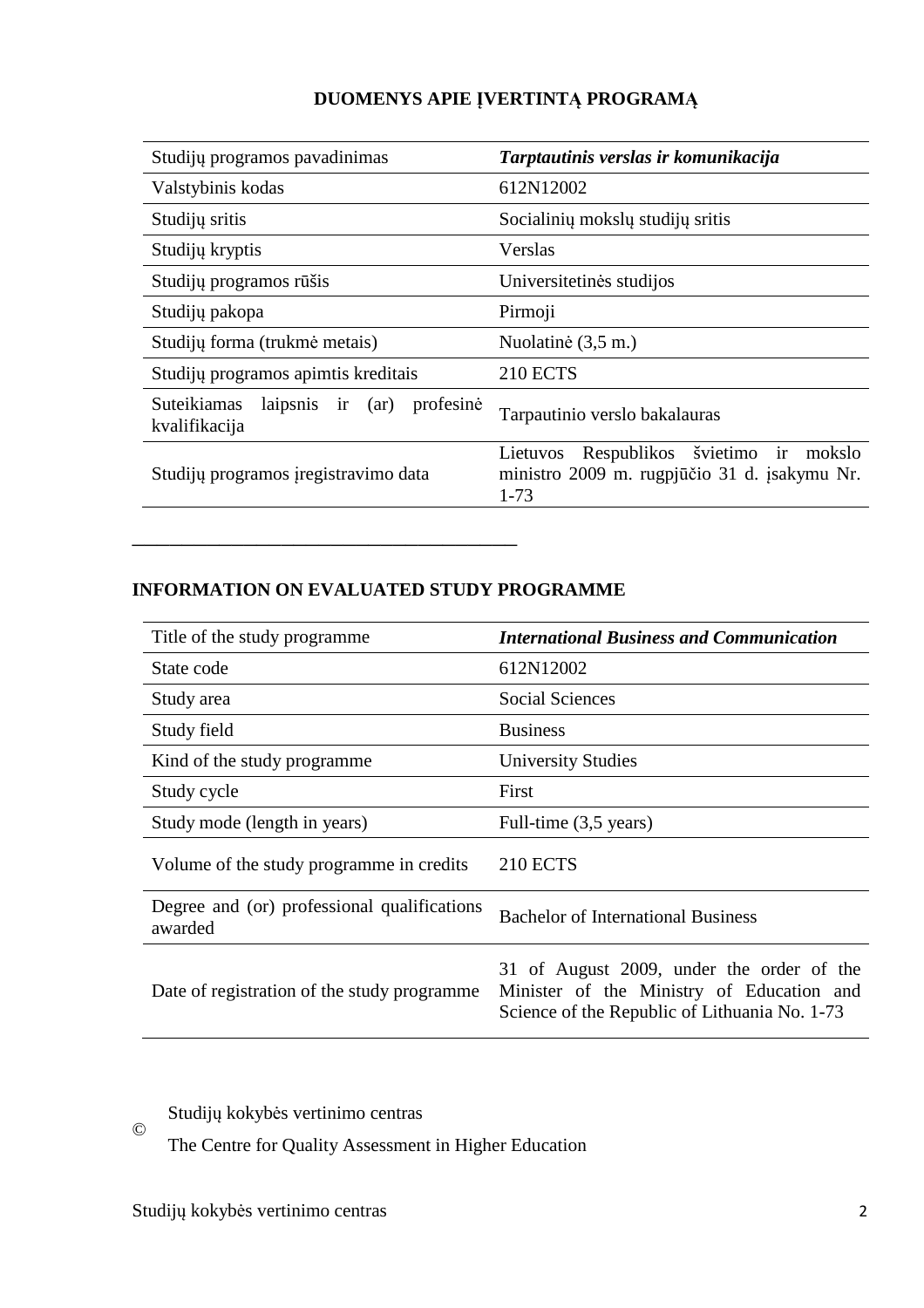## DUOMENYS APIE ĮVERTINTĄ PROGRAMĄ

| Studijų programos pavadinimas | ***Tarptautinis verslas ir komunikacija*** |
|---|---|
| Valstybinis kodas | 612N12002 |
| Studijų sritis | Socialinių mokslų studijų sritis |
| Studijų kryptis | Verslas |
| Studijų programos rūšis | Universitetinės studijos |
| Studijų pakopa | Pirmoji |
| Studijų forma (trukmė metais) | Nuolatinė (3,5 m.) |
| Studijų programos apimtis kreditais | 210 ECTS |
| Suteikiamas laipsnis ir (ar) profesinė kvalifikacija | Tarpautinio verslo bakalauras |
| Studijų programos įregistravimo data | Lietuvos Respublikos švietimo ir mokslo ministro 2009 m. rugpjūčio 31 d. įsakymu Nr. 1-73 |

---

## INFORMATION ON EVALUATED STUDY PROGRAMME

| Title of the study programme | ***International Business and Communication*** |
|---|---|
| State code | 612N12002 |
| Study area | Social Sciences |
| Study field | Business |
| Kind of the study programme | University Studies |
| Study cycle | First |
| Study mode (length in years) | Full-time (3,5 years) |
| Volume of the study programme in credits | 210 ECTS |
| Degree and (or) professional qualifications awarded | Bachelor of International Business |
| Date of registration of the study programme | 31 of August 2009, under the order of the Minister of the Ministry of Education and Science of the Republic of Lithuania No. 1-73 |

©

Studijų kokybės vertinimo centras

The Centre for Quality Assessment in Higher Education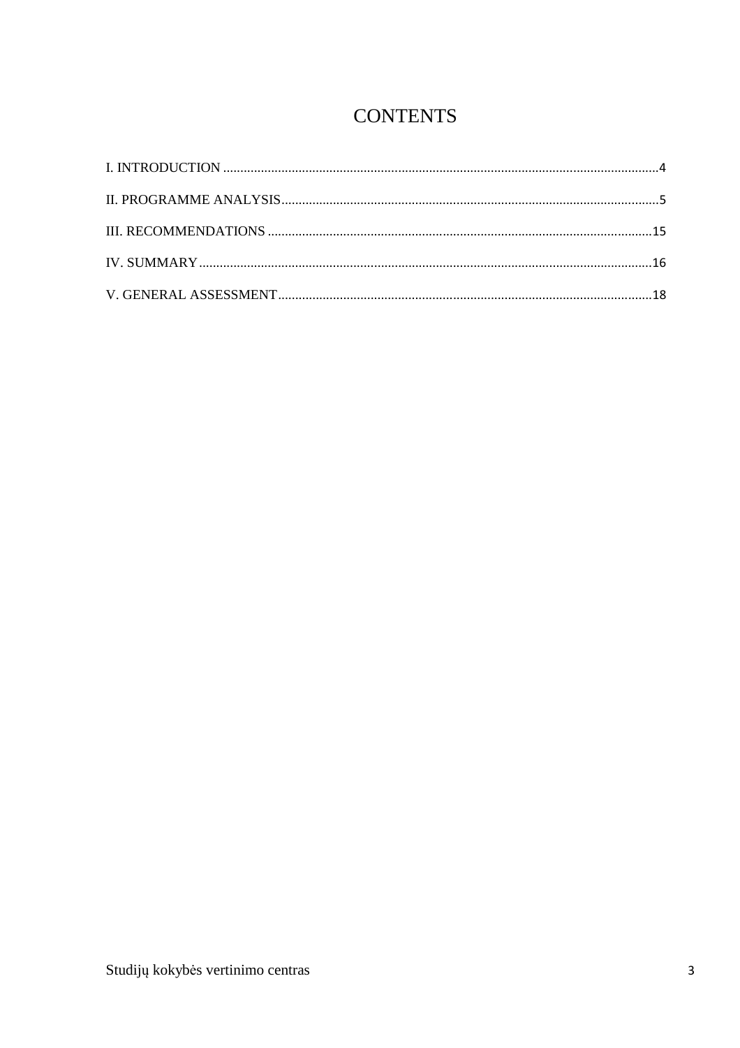# CONTENTS

I. INTRODUCTION ....................................................................................................................4

II. PROGRAMME ANALYSIS......................................................................................................5

III. RECOMMENDATIONS ........................................................................................................15

IV. SUMMARY..........................................................................................................................16

V. GENERAL ASSESSMENT......................................................................................................18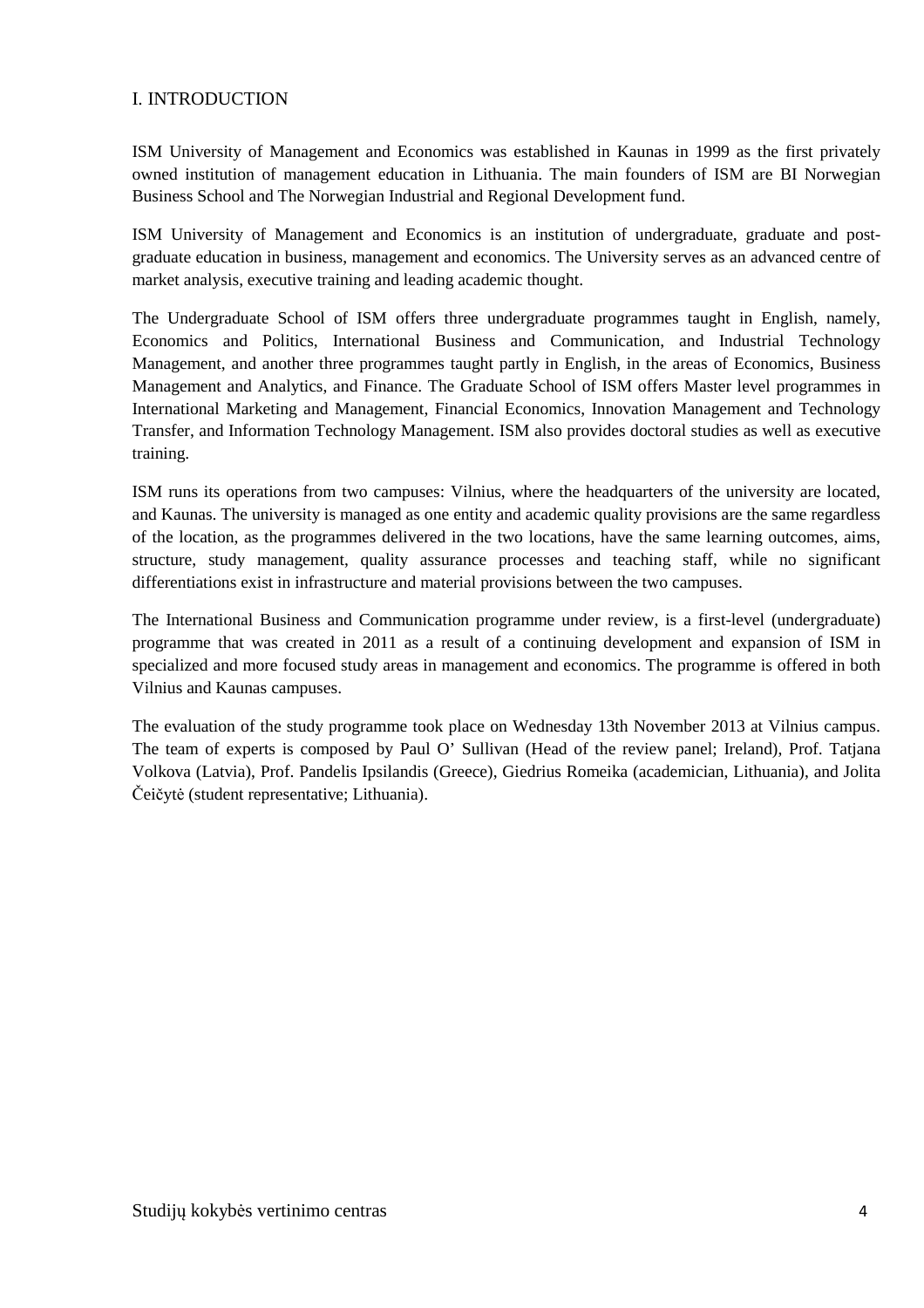# I. INTRODUCTION

ISM University of Management and Economics was established in Kaunas in 1999 as the first privately owned institution of management education in Lithuania. The main founders of ISM are BI Norwegian Business School and The Norwegian Industrial and Regional Development fund.

ISM University of Management and Economics is an institution of undergraduate, graduate and post-graduate education in business, management and economics. The University serves as an advanced centre of market analysis, executive training and leading academic thought.

The Undergraduate School of ISM offers three undergraduate programmes taught in English, namely, Economics and Politics, International Business and Communication, and Industrial Technology Management, and another three programmes taught partly in English, in the areas of Economics, Business Management and Analytics, and Finance. The Graduate School of ISM offers Master level programmes in International Marketing and Management, Financial Economics, Innovation Management and Technology Transfer, and Information Technology Management. ISM also provides doctoral studies as well as executive training.

ISM runs its operations from two campuses: Vilnius, where the headquarters of the university are located, and Kaunas. The university is managed as one entity and academic quality provisions are the same regardless of the location, as the programmes delivered in the two locations, have the same learning outcomes, aims, structure, study management, quality assurance processes and teaching staff, while no significant differentiations exist in infrastructure and material provisions between the two campuses.

The International Business and Communication programme under review, is a first-level (undergraduate) programme that was created in 2011 as a result of a continuing development and expansion of ISM in specialized and more focused study areas in management and economics. The programme is offered in both Vilnius and Kaunas campuses.

The evaluation of the study programme took place on Wednesday 13th November 2013 at Vilnius campus. The team of experts is composed by Paul O' Sullivan (Head of the review panel; Ireland), Prof. Tatjana Volkova (Latvia), Prof. Pandelis Ipsilandis (Greece), Giedrius Romeika (academician, Lithuania), and Jolita Čeičytė (student representative; Lithuania).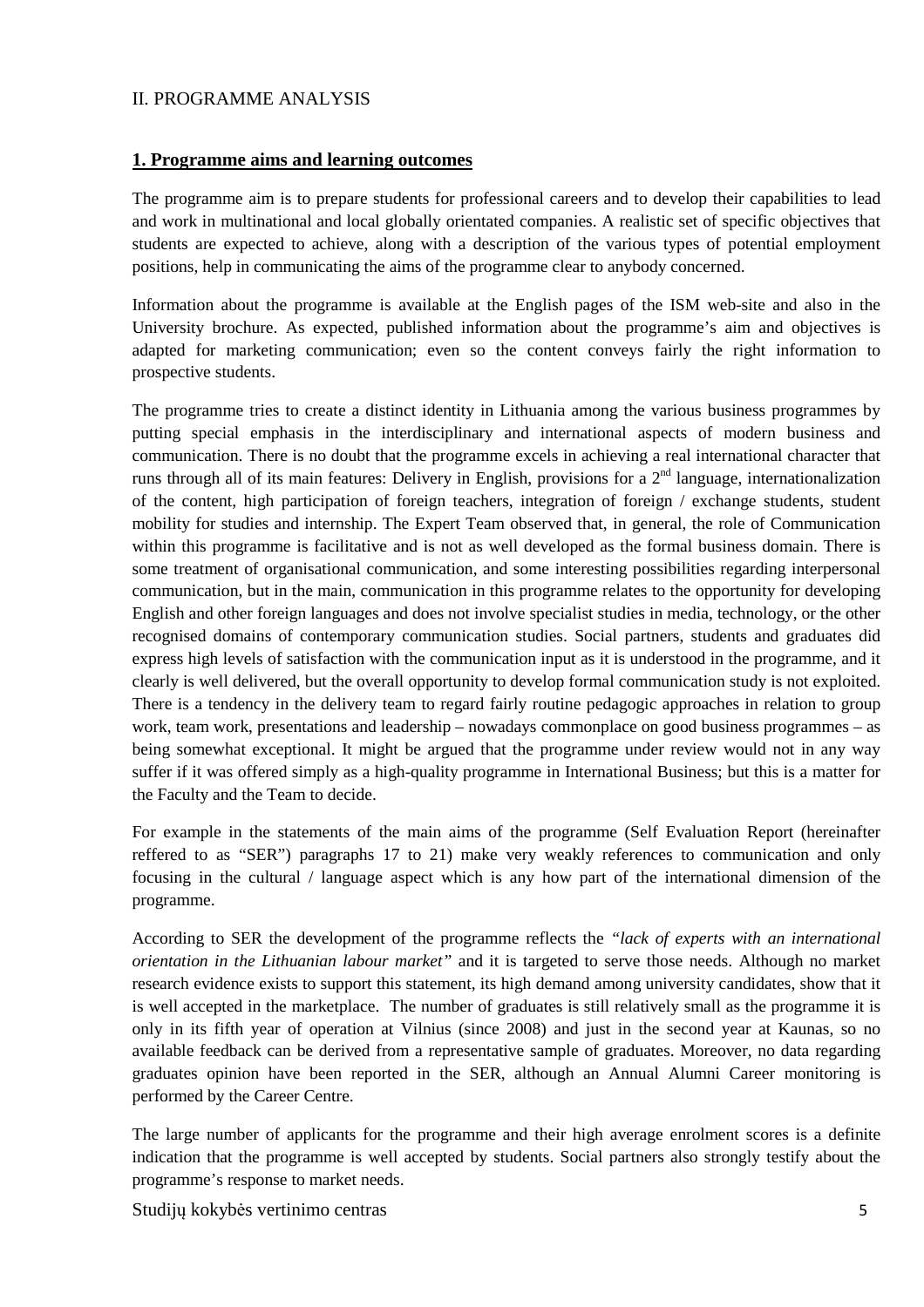II. PROGRAMME ANALYSIS

## 1. Programme aims and learning outcomes

The programme aim is to prepare students for professional careers and to develop their capabilities to lead and work in multinational and local globally orientated companies. A realistic set of specific objectives that students are expected to achieve, along with a description of the various types of potential employment positions, help in communicating the aims of the programme clear to anybody concerned.

Information about the programme is available at the English pages of the ISM web-site and also in the University brochure. As expected, published information about the programme's aim and objectives is adapted for marketing communication; even so the content conveys fairly the right information to prospective students.

The programme tries to create a distinct identity in Lithuania among the various business programmes by putting special emphasis in the interdisciplinary and international aspects of modern business and communication. There is no doubt that the programme excels in achieving a real international character that runs through all of its main features: Delivery in English, provisions for a 2nd language, internationalization of the content, high participation of foreign teachers, integration of foreign / exchange students, student mobility for studies and internship. The Expert Team observed that, in general, the role of Communication within this programme is facilitative and is not as well developed as the formal business domain. There is some treatment of organisational communication, and some interesting possibilities regarding interpersonal communication, but in the main, communication in this programme relates to the opportunity for developing English and other foreign languages and does not involve specialist studies in media, technology, or the other recognised domains of contemporary communication studies. Social partners, students and graduates did express high levels of satisfaction with the communication input as it is understood in the programme, and it clearly is well delivered, but the overall opportunity to develop formal communication study is not exploited. There is a tendency in the delivery team to regard fairly routine pedagogic approaches in relation to group work, team work, presentations and leadership – nowadays commonplace on good business programmes – as being somewhat exceptional. It might be argued that the programme under review would not in any way suffer if it was offered simply as a high-quality programme in International Business; but this is a matter for the Faculty and the Team to decide.

For example in the statements of the main aims of the programme (Self Evaluation Report (hereinafter reffered to as "SER") paragraphs 17 to 21) make very weakly references to communication and only focusing in the cultural / language aspect which is any how part of the international dimension of the programme.

According to SER the development of the programme reflects the *"lack of experts with an international orientation in the Lithuanian labour market"* and it is targeted to serve those needs. Although no market research evidence exists to support this statement, its high demand among university candidates, show that it is well accepted in the marketplace. The number of graduates is still relatively small as the programme it is only in its fifth year of operation at Vilnius (since 2008) and just in the second year at Kaunas, so no available feedback can be derived from a representative sample of graduates. Moreover, no data regarding graduates opinion have been reported in the SER, although an Annual Alumni Career monitoring is performed by the Career Centre.

The large number of applicants for the programme and their high average enrolment scores is a definite indication that the programme is well accepted by students. Social partners also strongly testify about the programme's response to market needs.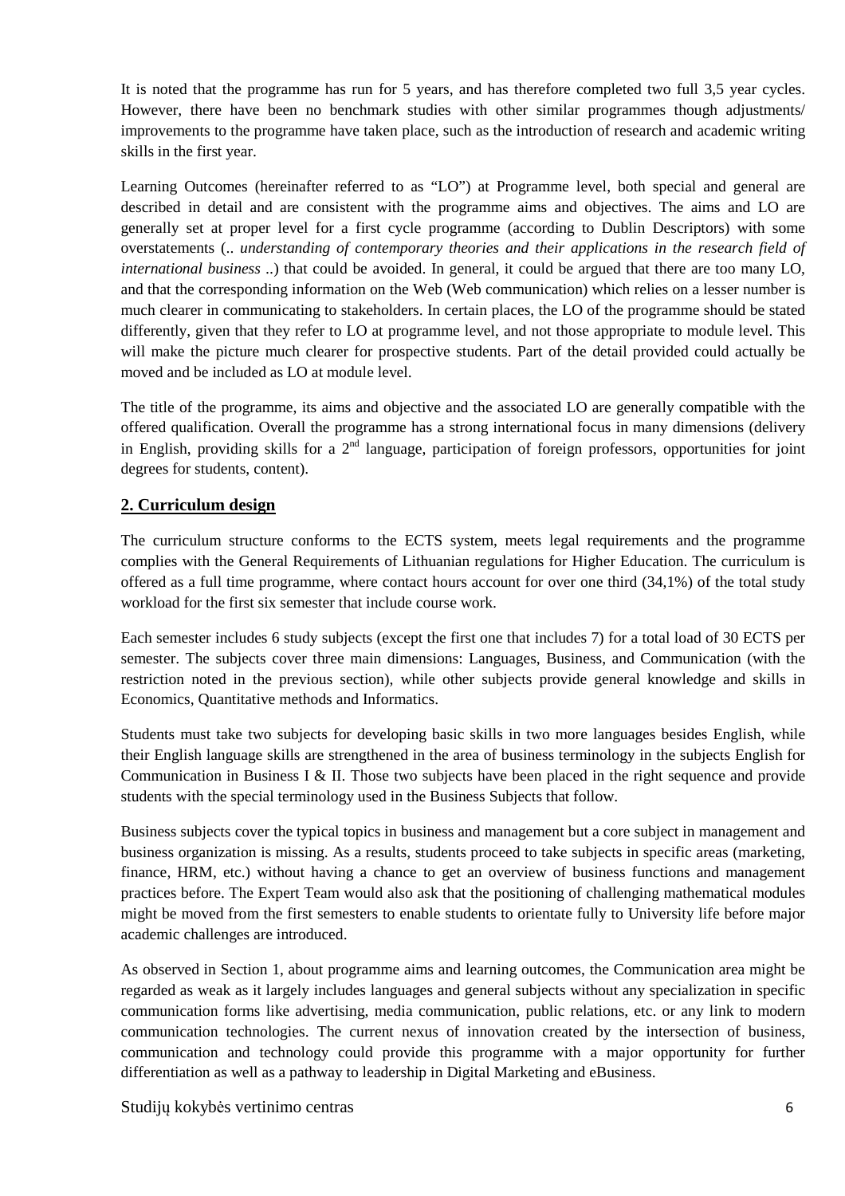It is noted that the programme has run for 5 years, and has therefore completed two full 3,5 year cycles. However, there have been no benchmark studies with other similar programmes though adjustments/ improvements to the programme have taken place, such as the introduction of research and academic writing skills in the first year.

Learning Outcomes (hereinafter referred to as "LO") at Programme level, both special and general are described in detail and are consistent with the programme aims and objectives. The aims and LO are generally set at proper level for a first cycle programme (according to Dublin Descriptors) with some overstatements (.. *understanding of contemporary theories and their applications in the research field of international business* ..) that could be avoided. In general, it could be argued that there are too many LO, and that the corresponding information on the Web (Web communication) which relies on a lesser number is much clearer in communicating to stakeholders. In certain places, the LO of the programme should be stated differently, given that they refer to LO at programme level, and not those appropriate to module level. This will make the picture much clearer for prospective students. Part of the detail provided could actually be moved and be included as LO at module level.

The title of the programme, its aims and objective and the associated LO are generally compatible with the offered qualification. Overall the programme has a strong international focus in many dimensions (delivery in English, providing skills for a 2nd language, participation of foreign professors, opportunities for joint degrees for students, content).

## 2. Curriculum design

The curriculum structure conforms to the ECTS system, meets legal requirements and the programme complies with the General Requirements of Lithuanian regulations for Higher Education. The curriculum is offered as a full time programme, where contact hours account for over one third (34,1%) of the total study workload for the first six semester that include course work.

Each semester includes 6 study subjects (except the first one that includes 7) for a total load of 30 ECTS per semester. The subjects cover three main dimensions: Languages, Business, and Communication (with the restriction noted in the previous section), while other subjects provide general knowledge and skills in Economics, Quantitative methods and Informatics.

Students must take two subjects for developing basic skills in two more languages besides English, while their English language skills are strengthened in the area of business terminology in the subjects English for Communication in Business I & II. Those two subjects have been placed in the right sequence and provide students with the special terminology used in the Business Subjects that follow.

Business subjects cover the typical topics in business and management but a core subject in management and business organization is missing. As a results, students proceed to take subjects in specific areas (marketing, finance, HRM, etc.) without having a chance to get an overview of business functions and management practices before. The Expert Team would also ask that the positioning of challenging mathematical modules might be moved from the first semesters to enable students to orientate fully to University life before major academic challenges are introduced.

As observed in Section 1, about programme aims and learning outcomes, the Communication area might be regarded as weak as it largely includes languages and general subjects without any specialization in specific communication forms like advertising, media communication, public relations, etc. or any link to modern communication technologies. The current nexus of innovation created by the intersection of business, communication and technology could provide this programme with a major opportunity for further differentiation as well as a pathway to leadership in Digital Marketing and eBusiness.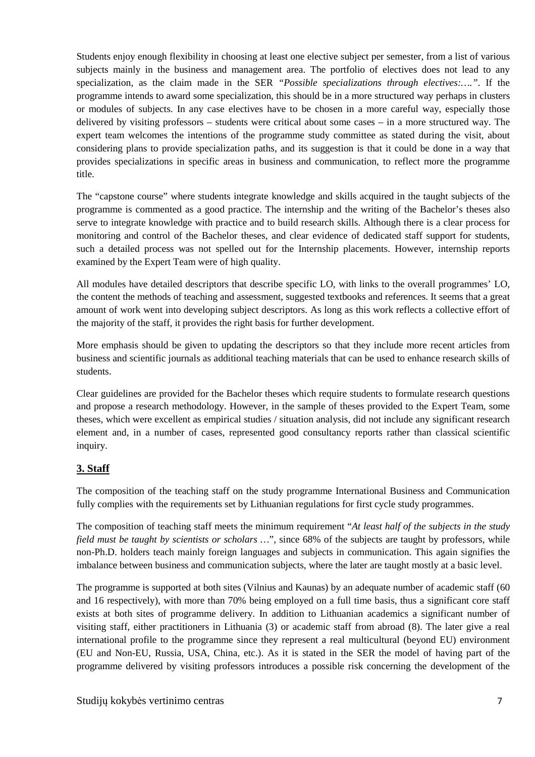Students enjoy enough flexibility in choosing at least one elective subject per semester, from a list of various subjects mainly in the business and management area. The portfolio of electives does not lead to any specialization, as the claim made in the SER *"Possible specializations through electives:…."*. If the programme intends to award some specialization, this should be in a more structured way perhaps in clusters or modules of subjects. In any case electives have to be chosen in a more careful way, especially those delivered by visiting professors – students were critical about some cases – in a more structured way. The expert team welcomes the intentions of the programme study committee as stated during the visit, about considering plans to provide specialization paths, and its suggestion is that it could be done in a way that provides specializations in specific areas in business and communication, to reflect more the programme title.

The "capstone course" where students integrate knowledge and skills acquired in the taught subjects of the programme is commented as a good practice. The internship and the writing of the Bachelor's theses also serve to integrate knowledge with practice and to build research skills. Although there is a clear process for monitoring and control of the Bachelor theses, and clear evidence of dedicated staff support for students, such a detailed process was not spelled out for the Internship placements. However, internship reports examined by the Expert Team were of high quality.

All modules have detailed descriptors that describe specific LO, with links to the overall programmes' LO, the content the methods of teaching and assessment, suggested textbooks and references. It seems that a great amount of work went into developing subject descriptors. As long as this work reflects a collective effort of the majority of the staff, it provides the right basis for further development.

More emphasis should be given to updating the descriptors so that they include more recent articles from business and scientific journals as additional teaching materials that can be used to enhance research skills of students.

Clear guidelines are provided for the Bachelor theses which require students to formulate research questions and propose a research methodology. However, in the sample of theses provided to the Expert Team, some theses, which were excellent as empirical studies / situation analysis, did not include any significant research element and, in a number of cases, represented good consultancy reports rather than classical scientific inquiry.

## 3. Staff

The composition of the teaching staff on the study programme International Business and Communication fully complies with the requirements set by Lithuanian regulations for first cycle study programmes.

The composition of teaching staff meets the minimum requirement "*At least half of the subjects in the study field must be taught by scientists or scholars* …", since 68% of the subjects are taught by professors, while non-Ph.D. holders teach mainly foreign languages and subjects in communication. This again signifies the imbalance between business and communication subjects, where the later are taught mostly at a basic level.

The programme is supported at both sites (Vilnius and Kaunas) by an adequate number of academic staff (60 and 16 respectively), with more than 70% being employed on a full time basis, thus a significant core staff exists at both sites of programme delivery. In addition to Lithuanian academics a significant number of visiting staff, either practitioners in Lithuania (3) or academic staff from abroad (8). The later give a real international profile to the programme since they represent a real multicultural (beyond EU) environment (EU and Non-EU, Russia, USA, China, etc.). As it is stated in the SER the model of having part of the programme delivered by visiting professors introduces a possible risk concerning the development of the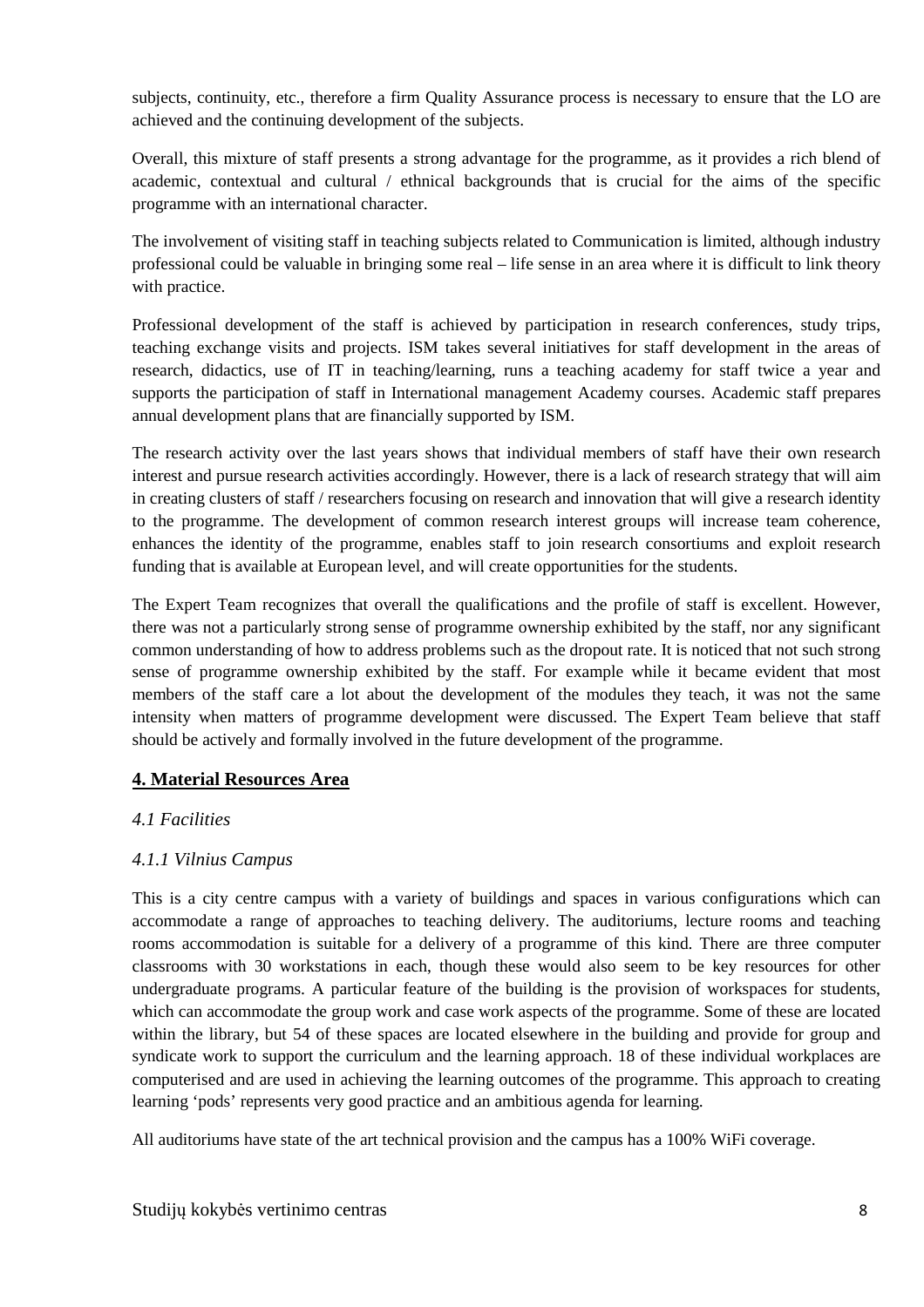subjects, continuity, etc., therefore a firm Quality Assurance process is necessary to ensure that the LO are achieved and the continuing development of the subjects.

Overall, this mixture of staff presents a strong advantage for the programme, as it provides a rich blend of academic, contextual and cultural / ethnical backgrounds that is crucial for the aims of the specific programme with an international character.

The involvement of visiting staff in teaching subjects related to Communication is limited, although industry professional could be valuable in bringing some real – life sense in an area where it is difficult to link theory with practice.

Professional development of the staff is achieved by participation in research conferences, study trips, teaching exchange visits and projects. ISM takes several initiatives for staff development in the areas of research, didactics, use of IT in teaching/learning, runs a teaching academy for staff twice a year and supports the participation of staff in International management Academy courses. Academic staff prepares annual development plans that are financially supported by ISM.

The research activity over the last years shows that individual members of staff have their own research interest and pursue research activities accordingly. However, there is a lack of research strategy that will aim in creating clusters of staff / researchers focusing on research and innovation that will give a research identity to the programme. The development of common research interest groups will increase team coherence, enhances the identity of the programme, enables staff to join research consortiums and exploit research funding that is available at European level, and will create opportunities for the students.

The Expert Team recognizes that overall the qualifications and the profile of staff is excellent. However, there was not a particularly strong sense of programme ownership exhibited by the staff, nor any significant common understanding of how to address problems such as the dropout rate. It is noticed that not such strong sense of programme ownership exhibited by the staff. For example while it became evident that most members of the staff care a lot about the development of the modules they teach, it was not the same intensity when matters of programme development were discussed. The Expert Team believe that staff should be actively and formally involved in the future development of the programme.

## 4. Material Resources Area

### *4.1 Facilities*

#### *4.1.1 Vilnius Campus*

This is a city centre campus with a variety of buildings and spaces in various configurations which can accommodate a range of approaches to teaching delivery. The auditoriums, lecture rooms and teaching rooms accommodation is suitable for a delivery of a programme of this kind. There are three computer classrooms with 30 workstations in each, though these would also seem to be key resources for other undergraduate programs. A particular feature of the building is the provision of workspaces for students, which can accommodate the group work and case work aspects of the programme. Some of these are located within the library, but 54 of these spaces are located elsewhere in the building and provide for group and syndicate work to support the curriculum and the learning approach. 18 of these individual workplaces are computerised and are used in achieving the learning outcomes of the programme. This approach to creating learning 'pods' represents very good practice and an ambitious agenda for learning.

All auditoriums have state of the art technical provision and the campus has a 100% WiFi coverage.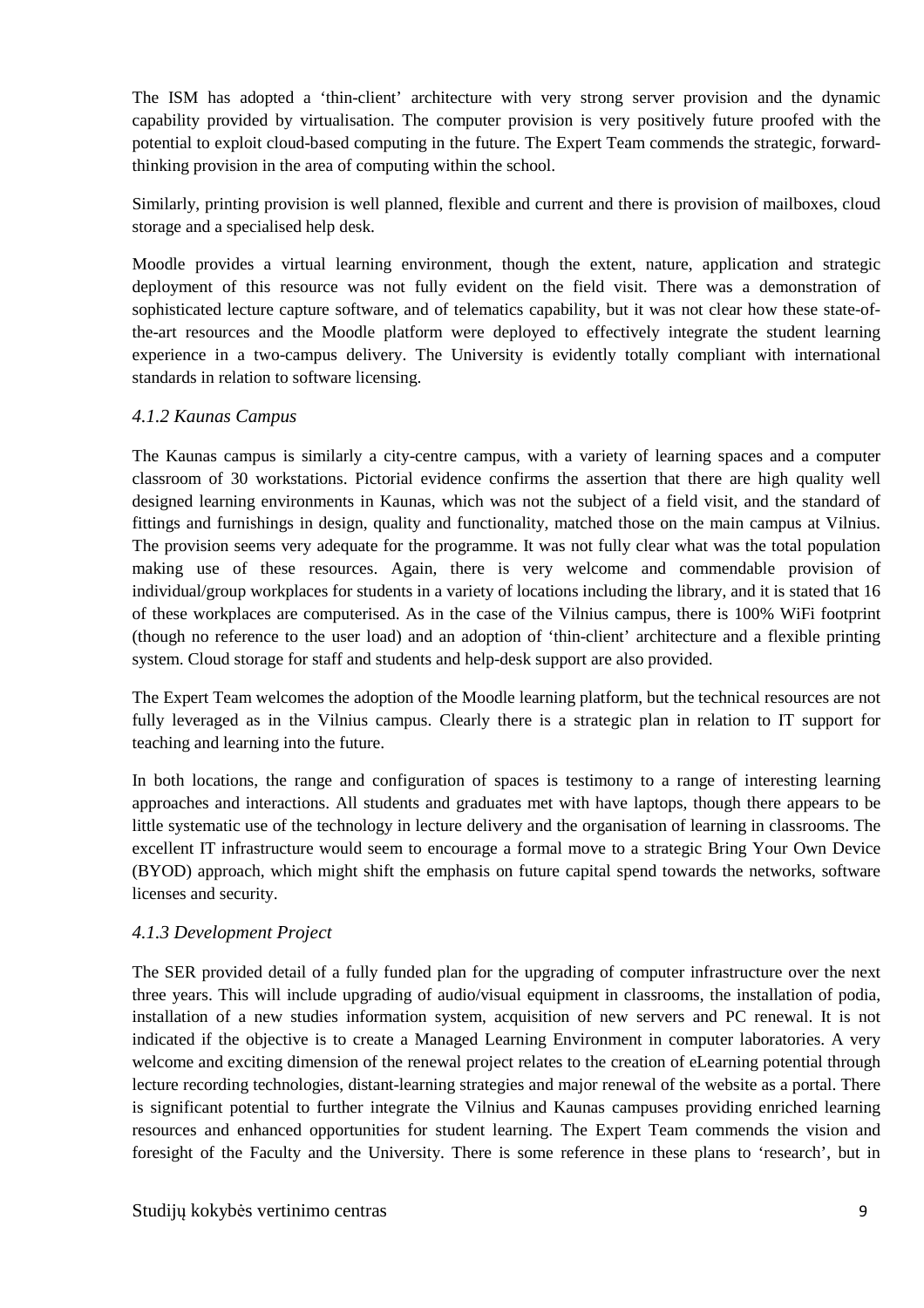The ISM has adopted a 'thin-client' architecture with very strong server provision and the dynamic capability provided by virtualisation. The computer provision is very positively future proofed with the potential to exploit cloud-based computing in the future. The Expert Team commends the strategic, forward-thinking provision in the area of computing within the school.

Similarly, printing provision is well planned, flexible and current and there is provision of mailboxes, cloud storage and a specialised help desk.

Moodle provides a virtual learning environment, though the extent, nature, application and strategic deployment of this resource was not fully evident on the field visit. There was a demonstration of sophisticated lecture capture software, and of telematics capability, but it was not clear how these state-of-the-art resources and the Moodle platform were deployed to effectively integrate the student learning experience in a two-campus delivery. The University is evidently totally compliant with international standards in relation to software licensing.

### *4.1.2 Kaunas Campus*

The Kaunas campus is similarly a city-centre campus, with a variety of learning spaces and a computer classroom of 30 workstations. Pictorial evidence confirms the assertion that there are high quality well designed learning environments in Kaunas, which was not the subject of a field visit, and the standard of fittings and furnishings in design, quality and functionality, matched those on the main campus at Vilnius. The provision seems very adequate for the programme. It was not fully clear what was the total population making use of these resources. Again, there is very welcome and commendable provision of individual/group workplaces for students in a variety of locations including the library, and it is stated that 16 of these workplaces are computerised. As in the case of the Vilnius campus, there is 100% WiFi footprint (though no reference to the user load) and an adoption of 'thin-client' architecture and a flexible printing system. Cloud storage for staff and students and help-desk support are also provided.

The Expert Team welcomes the adoption of the Moodle learning platform, but the technical resources are not fully leveraged as in the Vilnius campus. Clearly there is a strategic plan in relation to IT support for teaching and learning into the future.

In both locations, the range and configuration of spaces is testimony to a range of interesting learning approaches and interactions. All students and graduates met with have laptops, though there appears to be little systematic use of the technology in lecture delivery and the organisation of learning in classrooms. The excellent IT infrastructure would seem to encourage a formal move to a strategic Bring Your Own Device (BYOD) approach, which might shift the emphasis on future capital spend towards the networks, software licenses and security.

### *4.1.3 Development Project*

The SER provided detail of a fully funded plan for the upgrading of computer infrastructure over the next three years. This will include upgrading of audio/visual equipment in classrooms, the installation of podia, installation of a new studies information system, acquisition of new servers and PC renewal. It is not indicated if the objective is to create a Managed Learning Environment in computer laboratories. A very welcome and exciting dimension of the renewal project relates to the creation of eLearning potential through lecture recording technologies, distant-learning strategies and major renewal of the website as a portal. There is significant potential to further integrate the Vilnius and Kaunas campuses providing enriched learning resources and enhanced opportunities for student learning. The Expert Team commends the vision and foresight of the Faculty and the University. There is some reference in these plans to 'research', but in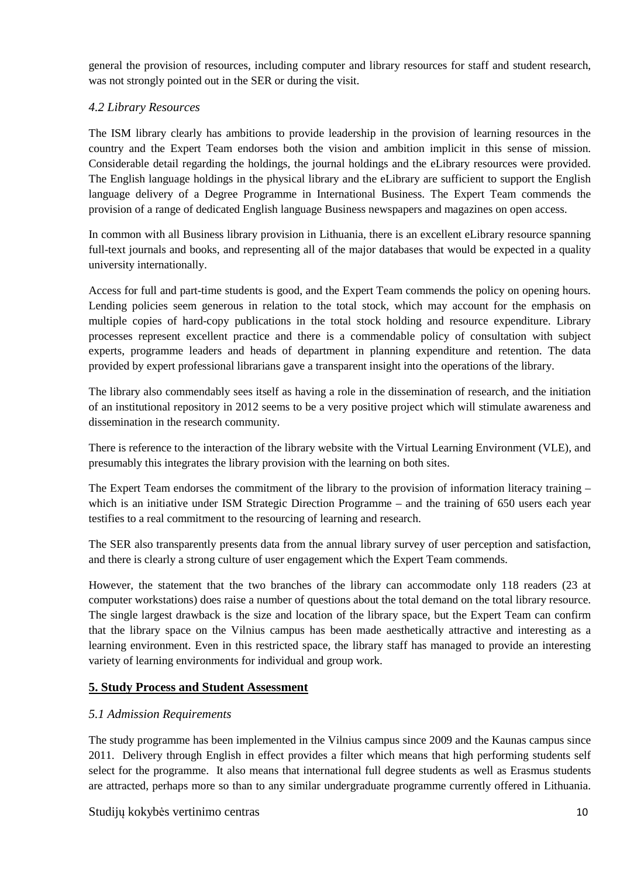general the provision of resources, including computer and library resources for staff and student research, was not strongly pointed out in the SER or during the visit.

### *4.2 Library Resources*

The ISM library clearly has ambitions to provide leadership in the provision of learning resources in the country and the Expert Team endorses both the vision and ambition implicit in this sense of mission. Considerable detail regarding the holdings, the journal holdings and the eLibrary resources were provided. The English language holdings in the physical library and the eLibrary are sufficient to support the English language delivery of a Degree Programme in International Business. The Expert Team commends the provision of a range of dedicated English language Business newspapers and magazines on open access.

In common with all Business library provision in Lithuania, there is an excellent eLibrary resource spanning full-text journals and books, and representing all of the major databases that would be expected in a quality university internationally.

Access for full and part-time students is good, and the Expert Team commends the policy on opening hours. Lending policies seem generous in relation to the total stock, which may account for the emphasis on multiple copies of hard-copy publications in the total stock holding and resource expenditure. Library processes represent excellent practice and there is a commendable policy of consultation with subject experts, programme leaders and heads of department in planning expenditure and retention. The data provided by expert professional librarians gave a transparent insight into the operations of the library.

The library also commendably sees itself as having a role in the dissemination of research, and the initiation of an institutional repository in 2012 seems to be a very positive project which will stimulate awareness and dissemination in the research community.

There is reference to the interaction of the library website with the Virtual Learning Environment (VLE), and presumably this integrates the library provision with the learning on both sites.

The Expert Team endorses the commitment of the library to the provision of information literacy training – which is an initiative under ISM Strategic Direction Programme – and the training of 650 users each year testifies to a real commitment to the resourcing of learning and research.

The SER also transparently presents data from the annual library survey of user perception and satisfaction, and there is clearly a strong culture of user engagement which the Expert Team commends.

However, the statement that the two branches of the library can accommodate only 118 readers (23 at computer workstations) does raise a number of questions about the total demand on the total library resource. The single largest drawback is the size and location of the library space, but the Expert Team can confirm that the library space on the Vilnius campus has been made aesthetically attractive and interesting as a learning environment. Even in this restricted space, the library staff has managed to provide an interesting variety of learning environments for individual and group work.

## **5. Study Process and Student Assessment**

### *5.1 Admission Requirements*

The study programme has been implemented in the Vilnius campus since 2009 and the Kaunas campus since 2011. Delivery through English in effect provides a filter which means that high performing students self select for the programme. It also means that international full degree students as well as Erasmus students are attracted, perhaps more so than to any similar undergraduate programme currently offered in Lithuania.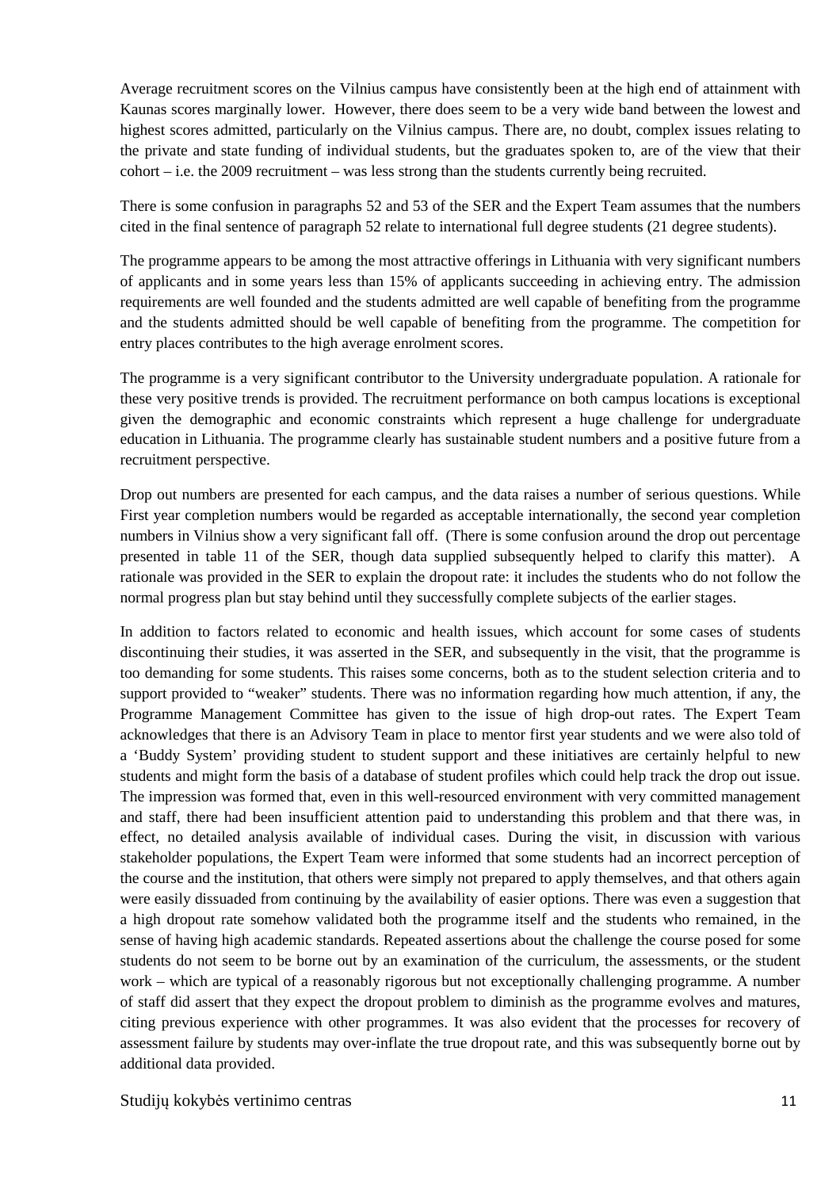Average recruitment scores on the Vilnius campus have consistently been at the high end of attainment with Kaunas scores marginally lower. However, there does seem to be a very wide band between the lowest and highest scores admitted, particularly on the Vilnius campus. There are, no doubt, complex issues relating to the private and state funding of individual students, but the graduates spoken to, are of the view that their cohort – i.e. the 2009 recruitment – was less strong than the students currently being recruited.

There is some confusion in paragraphs 52 and 53 of the SER and the Expert Team assumes that the numbers cited in the final sentence of paragraph 52 relate to international full degree students (21 degree students).

The programme appears to be among the most attractive offerings in Lithuania with very significant numbers of applicants and in some years less than 15% of applicants succeeding in achieving entry. The admission requirements are well founded and the students admitted are well capable of benefiting from the programme and the students admitted should be well capable of benefiting from the programme. The competition for entry places contributes to the high average enrolment scores.

The programme is a very significant contributor to the University undergraduate population. A rationale for these very positive trends is provided. The recruitment performance on both campus locations is exceptional given the demographic and economic constraints which represent a huge challenge for undergraduate education in Lithuania. The programme clearly has sustainable student numbers and a positive future from a recruitment perspective.

Drop out numbers are presented for each campus, and the data raises a number of serious questions. While First year completion numbers would be regarded as acceptable internationally, the second year completion numbers in Vilnius show a very significant fall off. (There is some confusion around the drop out percentage presented in table 11 of the SER, though data supplied subsequently helped to clarify this matter). A rationale was provided in the SER to explain the dropout rate: it includes the students who do not follow the normal progress plan but stay behind until they successfully complete subjects of the earlier stages.

In addition to factors related to economic and health issues, which account for some cases of students discontinuing their studies, it was asserted in the SER, and subsequently in the visit, that the programme is too demanding for some students. This raises some concerns, both as to the student selection criteria and to support provided to "weaker" students. There was no information regarding how much attention, if any, the Programme Management Committee has given to the issue of high drop-out rates. The Expert Team acknowledges that there is an Advisory Team in place to mentor first year students and we were also told of a 'Buddy System' providing student to student support and these initiatives are certainly helpful to new students and might form the basis of a database of student profiles which could help track the drop out issue. The impression was formed that, even in this well-resourced environment with very committed management and staff, there had been insufficient attention paid to understanding this problem and that there was, in effect, no detailed analysis available of individual cases. During the visit, in discussion with various stakeholder populations, the Expert Team were informed that some students had an incorrect perception of the course and the institution, that others were simply not prepared to apply themselves, and that others again were easily dissuaded from continuing by the availability of easier options. There was even a suggestion that a high dropout rate somehow validated both the programme itself and the students who remained, in the sense of having high academic standards. Repeated assertions about the challenge the course posed for some students do not seem to be borne out by an examination of the curriculum, the assessments, or the student work – which are typical of a reasonably rigorous but not exceptionally challenging programme. A number of staff did assert that they expect the dropout problem to diminish as the programme evolves and matures, citing previous experience with other programmes. It was also evident that the processes for recovery of assessment failure by students may over-inflate the true dropout rate, and this was subsequently borne out by additional data provided.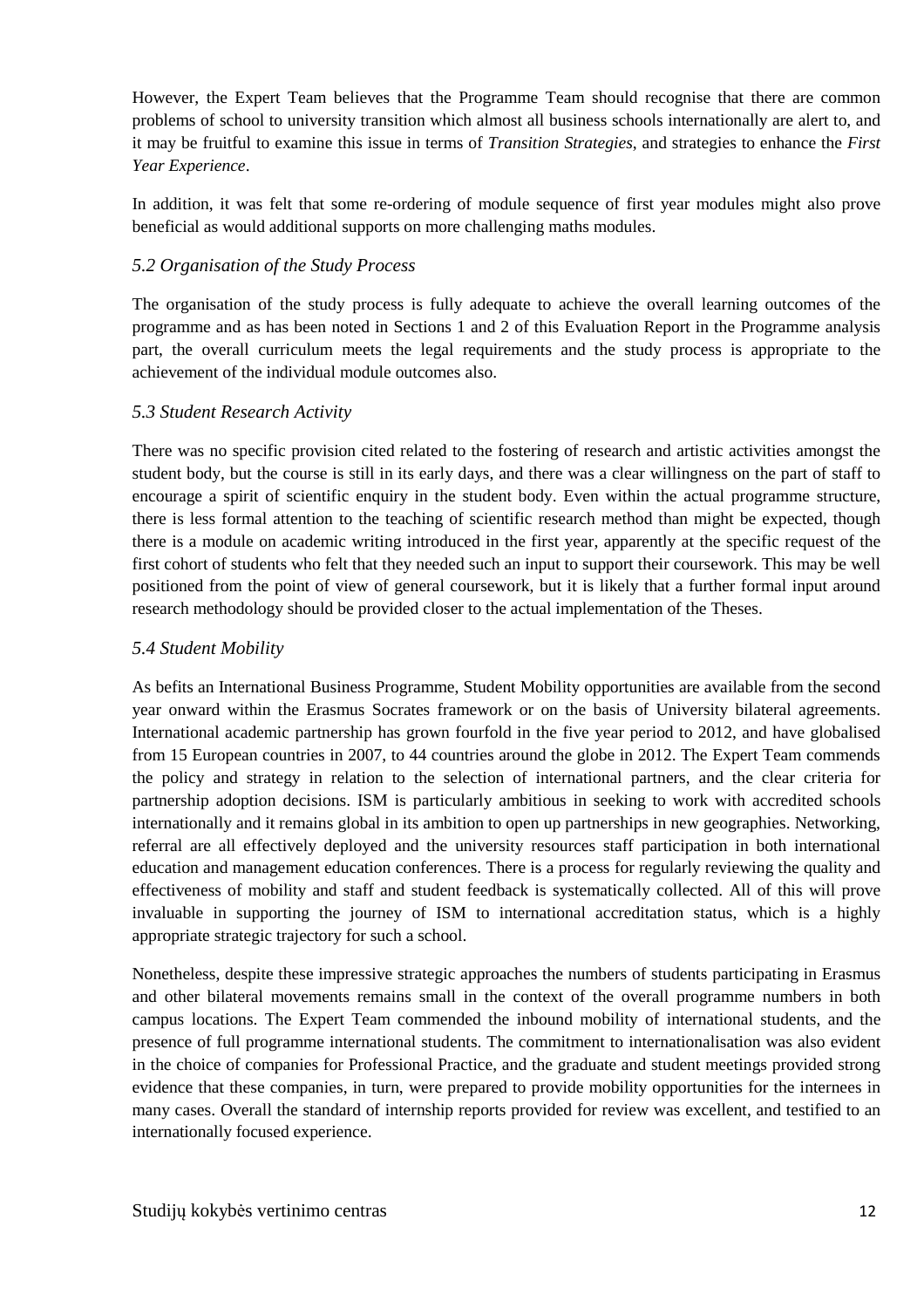However, the Expert Team believes that the Programme Team should recognise that there are common problems of school to university transition which almost all business schools internationally are alert to, and it may be fruitful to examine this issue in terms of *Transition Strategies*, and strategies to enhance the *First Year Experience*.

In addition, it was felt that some re-ordering of module sequence of first year modules might also prove beneficial as would additional supports on more challenging maths modules.

### *5.2 Organisation of the Study Process*

The organisation of the study process is fully adequate to achieve the overall learning outcomes of the programme and as has been noted in Sections 1 and 2 of this Evaluation Report in the Programme analysis part, the overall curriculum meets the legal requirements and the study process is appropriate to the achievement of the individual module outcomes also.

### *5.3 Student Research Activity*

There was no specific provision cited related to the fostering of research and artistic activities amongst the student body, but the course is still in its early days, and there was a clear willingness on the part of staff to encourage a spirit of scientific enquiry in the student body. Even within the actual programme structure, there is less formal attention to the teaching of scientific research method than might be expected, though there is a module on academic writing introduced in the first year, apparently at the specific request of the first cohort of students who felt that they needed such an input to support their coursework. This may be well positioned from the point of view of general coursework, but it is likely that a further formal input around research methodology should be provided closer to the actual implementation of the Theses.

### *5.4 Student Mobility*

As befits an International Business Programme, Student Mobility opportunities are available from the second year onward within the Erasmus Socrates framework or on the basis of University bilateral agreements. International academic partnership has grown fourfold in the five year period to 2012, and have globalised from 15 European countries in 2007, to 44 countries around the globe in 2012. The Expert Team commends the policy and strategy in relation to the selection of international partners, and the clear criteria for partnership adoption decisions. ISM is particularly ambitious in seeking to work with accredited schools internationally and it remains global in its ambition to open up partnerships in new geographies. Networking, referral are all effectively deployed and the university resources staff participation in both international education and management education conferences. There is a process for regularly reviewing the quality and effectiveness of mobility and staff and student feedback is systematically collected. All of this will prove invaluable in supporting the journey of ISM to international accreditation status, which is a highly appropriate strategic trajectory for such a school.

Nonetheless, despite these impressive strategic approaches the numbers of students participating in Erasmus and other bilateral movements remains small in the context of the overall programme numbers in both campus locations. The Expert Team commended the inbound mobility of international students, and the presence of full programme international students. The commitment to internationalisation was also evident in the choice of companies for Professional Practice, and the graduate and student meetings provided strong evidence that these companies, in turn, were prepared to provide mobility opportunities for the internees in many cases. Overall the standard of internship reports provided for review was excellent, and testified to an internationally focused experience.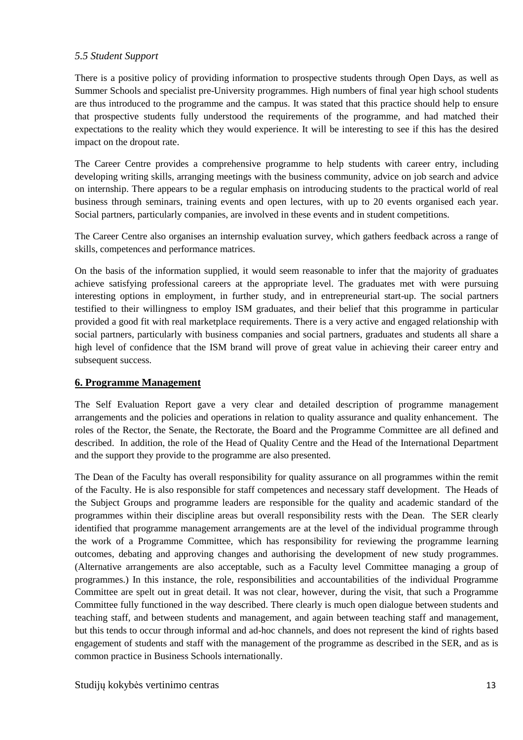### *5.5 Student Support*

There is a positive policy of providing information to prospective students through Open Days, as well as Summer Schools and specialist pre-University programmes. High numbers of final year high school students are thus introduced to the programme and the campus. It was stated that this practice should help to ensure that prospective students fully understood the requirements of the programme, and had matched their expectations to the reality which they would experience. It will be interesting to see if this has the desired impact on the dropout rate.

The Career Centre provides a comprehensive programme to help students with career entry, including developing writing skills, arranging meetings with the business community, advice on job search and advice on internship. There appears to be a regular emphasis on introducing students to the practical world of real business through seminars, training events and open lectures, with up to 20 events organised each year. Social partners, particularly companies, are involved in these events and in student competitions.

The Career Centre also organises an internship evaluation survey, which gathers feedback across a range of skills, competences and performance matrices.

On the basis of the information supplied, it would seem reasonable to infer that the majority of graduates achieve satisfying professional careers at the appropriate level. The graduates met with were pursuing interesting options in employment, in further study, and in entrepreneurial start-up. The social partners testified to their willingness to employ ISM graduates, and their belief that this programme in particular provided a good fit with real marketplace requirements. There is a very active and engaged relationship with social partners, particularly with business companies and social partners, graduates and students all share a high level of confidence that the ISM brand will prove of great value in achieving their career entry and subsequent success.

## **6. Programme Management**

The Self Evaluation Report gave a very clear and detailed description of programme management arrangements and the policies and operations in relation to quality assurance and quality enhancement. The roles of the Rector, the Senate, the Rectorate, the Board and the Programme Committee are all defined and described. In addition, the role of the Head of Quality Centre and the Head of the International Department and the support they provide to the programme are also presented.

The Dean of the Faculty has overall responsibility for quality assurance on all programmes within the remit of the Faculty. He is also responsible for staff competences and necessary staff development. The Heads of the Subject Groups and programme leaders are responsible for the quality and academic standard of the programmes within their discipline areas but overall responsibility rests with the Dean. The SER clearly identified that programme management arrangements are at the level of the individual programme through the work of a Programme Committee, which has responsibility for reviewing the programme learning outcomes, debating and approving changes and authorising the development of new study programmes. (Alternative arrangements are also acceptable, such as a Faculty level Committee managing a group of programmes.) In this instance, the role, responsibilities and accountabilities of the individual Programme Committee are spelt out in great detail. It was not clear, however, during the visit, that such a Programme Committee fully functioned in the way described. There clearly is much open dialogue between students and teaching staff, and between students and management, and again between teaching staff and management, but this tends to occur through informal and ad-hoc channels, and does not represent the kind of rights based engagement of students and staff with the management of the programme as described in the SER, and as is common practice in Business Schools internationally.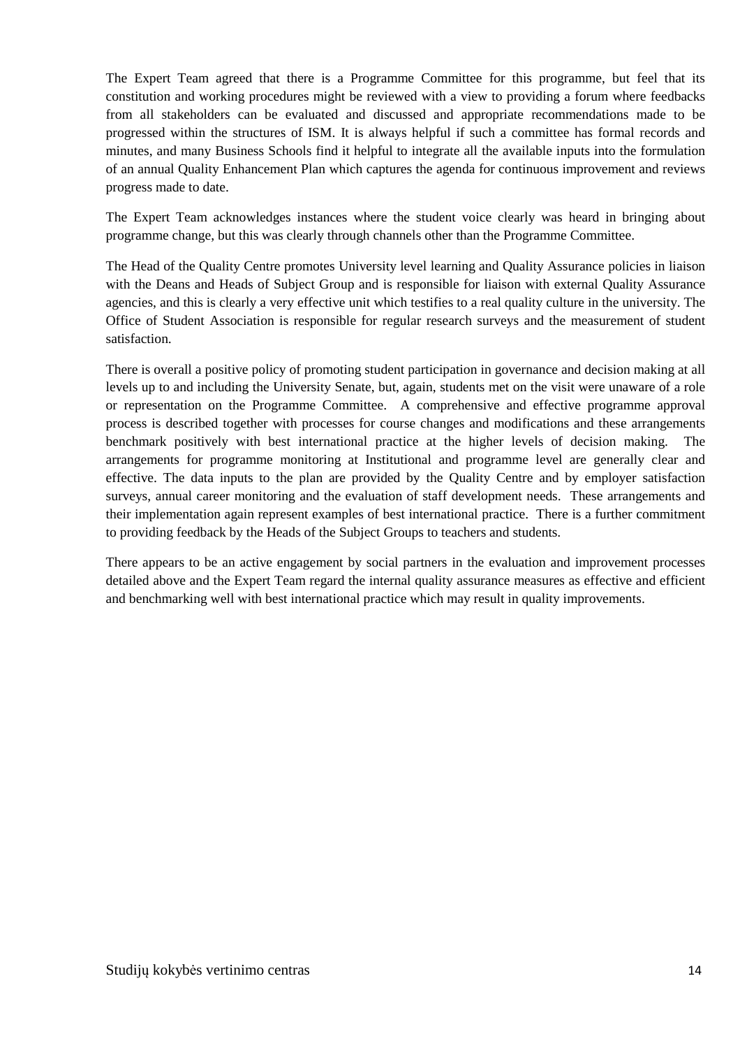The Expert Team agreed that there is a Programme Committee for this programme, but feel that its constitution and working procedures might be reviewed with a view to providing a forum where feedbacks from all stakeholders can be evaluated and discussed and appropriate recommendations made to be progressed within the structures of ISM. It is always helpful if such a committee has formal records and minutes, and many Business Schools find it helpful to integrate all the available inputs into the formulation of an annual Quality Enhancement Plan which captures the agenda for continuous improvement and reviews progress made to date.

The Expert Team acknowledges instances where the student voice clearly was heard in bringing about programme change, but this was clearly through channels other than the Programme Committee.

The Head of the Quality Centre promotes University level learning and Quality Assurance policies in liaison with the Deans and Heads of Subject Group and is responsible for liaison with external Quality Assurance agencies, and this is clearly a very effective unit which testifies to a real quality culture in the university. The Office of Student Association is responsible for regular research surveys and the measurement of student satisfaction.

There is overall a positive policy of promoting student participation in governance and decision making at all levels up to and including the University Senate, but, again, students met on the visit were unaware of a role or representation on the Programme Committee. A comprehensive and effective programme approval process is described together with processes for course changes and modifications and these arrangements benchmark positively with best international practice at the higher levels of decision making. The arrangements for programme monitoring at Institutional and programme level are generally clear and effective. The data inputs to the plan are provided by the Quality Centre and by employer satisfaction surveys, annual career monitoring and the evaluation of staff development needs. These arrangements and their implementation again represent examples of best international practice. There is a further commitment to providing feedback by the Heads of the Subject Groups to teachers and students.

There appears to be an active engagement by social partners in the evaluation and improvement processes detailed above and the Expert Team regard the internal quality assurance measures as effective and efficient and benchmarking well with best international practice which may result in quality improvements.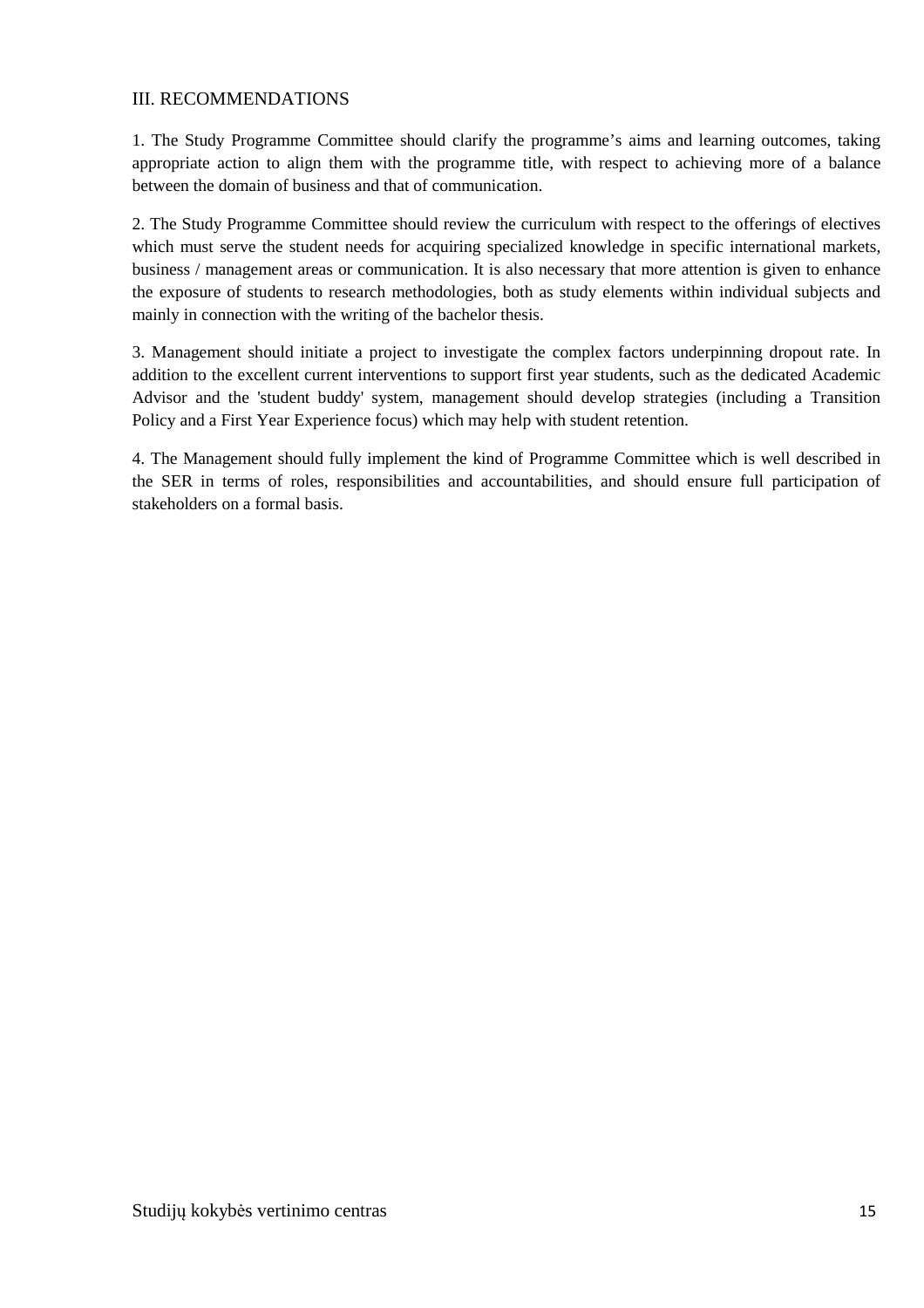## III. RECOMMENDATIONS

1. The Study Programme Committee should clarify the programme's aims and learning outcomes, taking appropriate action to align them with the programme title, with respect to achieving more of a balance between the domain of business and that of communication.

2. The Study Programme Committee should review the curriculum with respect to the offerings of electives which must serve the student needs for acquiring specialized knowledge in specific international markets, business / management areas or communication. It is also necessary that more attention is given to enhance the exposure of students to research methodologies, both as study elements within individual subjects and mainly in connection with the writing of the bachelor thesis.

3. Management should initiate a project to investigate the complex factors underpinning dropout rate. In addition to the excellent current interventions to support first year students, such as the dedicated Academic Advisor and the 'student buddy' system, management should develop strategies (including a Transition Policy and a First Year Experience focus) which may help with student retention.

4. The Management should fully implement the kind of Programme Committee which is well described in the SER in terms of roles, responsibilities and accountabilities, and should ensure full participation of stakeholders on a formal basis.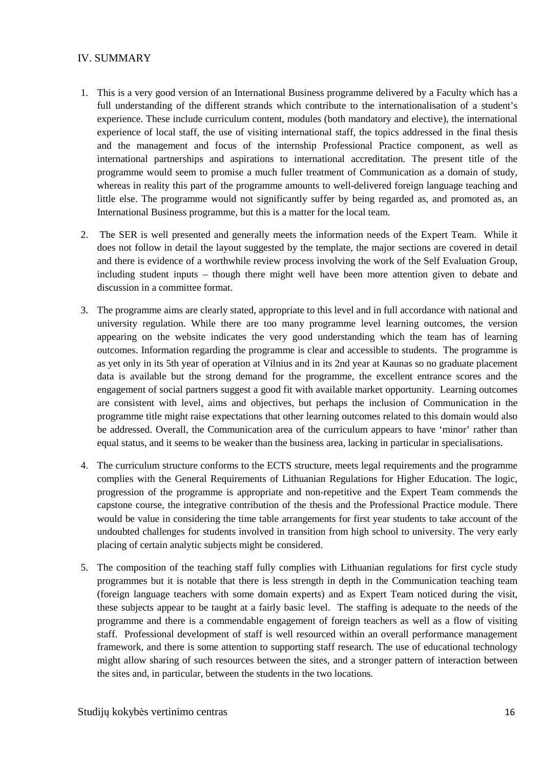## IV. SUMMARY

1. This is a very good version of an International Business programme delivered by a Faculty which has a full understanding of the different strands which contribute to the internationalisation of a student's experience. These include curriculum content, modules (both mandatory and elective), the international experience of local staff, the use of visiting international staff, the topics addressed in the final thesis and the management and focus of the internship Professional Practice component, as well as international partnerships and aspirations to international accreditation. The present title of the programme would seem to promise a much fuller treatment of Communication as a domain of study, whereas in reality this part of the programme amounts to well-delivered foreign language teaching and little else. The programme would not significantly suffer by being regarded as, and promoted as, an International Business programme, but this is a matter for the local team.

2. The SER is well presented and generally meets the information needs of the Expert Team. While it does not follow in detail the layout suggested by the template, the major sections are covered in detail and there is evidence of a worthwhile review process involving the work of the Self Evaluation Group, including student inputs – though there might well have been more attention given to debate and discussion in a committee format.

3. The programme aims are clearly stated, appropriate to this level and in full accordance with national and university regulation. While there are too many programme level learning outcomes, the version appearing on the website indicates the very good understanding which the team has of learning outcomes. Information regarding the programme is clear and accessible to students. The programme is as yet only in its 5th year of operation at Vilnius and in its 2nd year at Kaunas so no graduate placement data is available but the strong demand for the programme, the excellent entrance scores and the engagement of social partners suggest a good fit with available market opportunity. Learning outcomes are consistent with level, aims and objectives, but perhaps the inclusion of Communication in the programme title might raise expectations that other learning outcomes related to this domain would also be addressed. Overall, the Communication area of the curriculum appears to have 'minor' rather than equal status, and it seems to be weaker than the business area, lacking in particular in specialisations.

4. The curriculum structure conforms to the ECTS structure, meets legal requirements and the programme complies with the General Requirements of Lithuanian Regulations for Higher Education. The logic, progression of the programme is appropriate and non-repetitive and the Expert Team commends the capstone course, the integrative contribution of the thesis and the Professional Practice module. There would be value in considering the time table arrangements for first year students to take account of the undoubted challenges for students involved in transition from high school to university. The very early placing of certain analytic subjects might be considered.

5. The composition of the teaching staff fully complies with Lithuanian regulations for first cycle study programmes but it is notable that there is less strength in depth in the Communication teaching team (foreign language teachers with some domain experts) and as Expert Team noticed during the visit, these subjects appear to be taught at a fairly basic level. The staffing is adequate to the needs of the programme and there is a commendable engagement of foreign teachers as well as a flow of visiting staff. Professional development of staff is well resourced within an overall performance management framework, and there is some attention to supporting staff research. The use of educational technology might allow sharing of such resources between the sites, and a stronger pattern of interaction between the sites and, in particular, between the students in the two locations.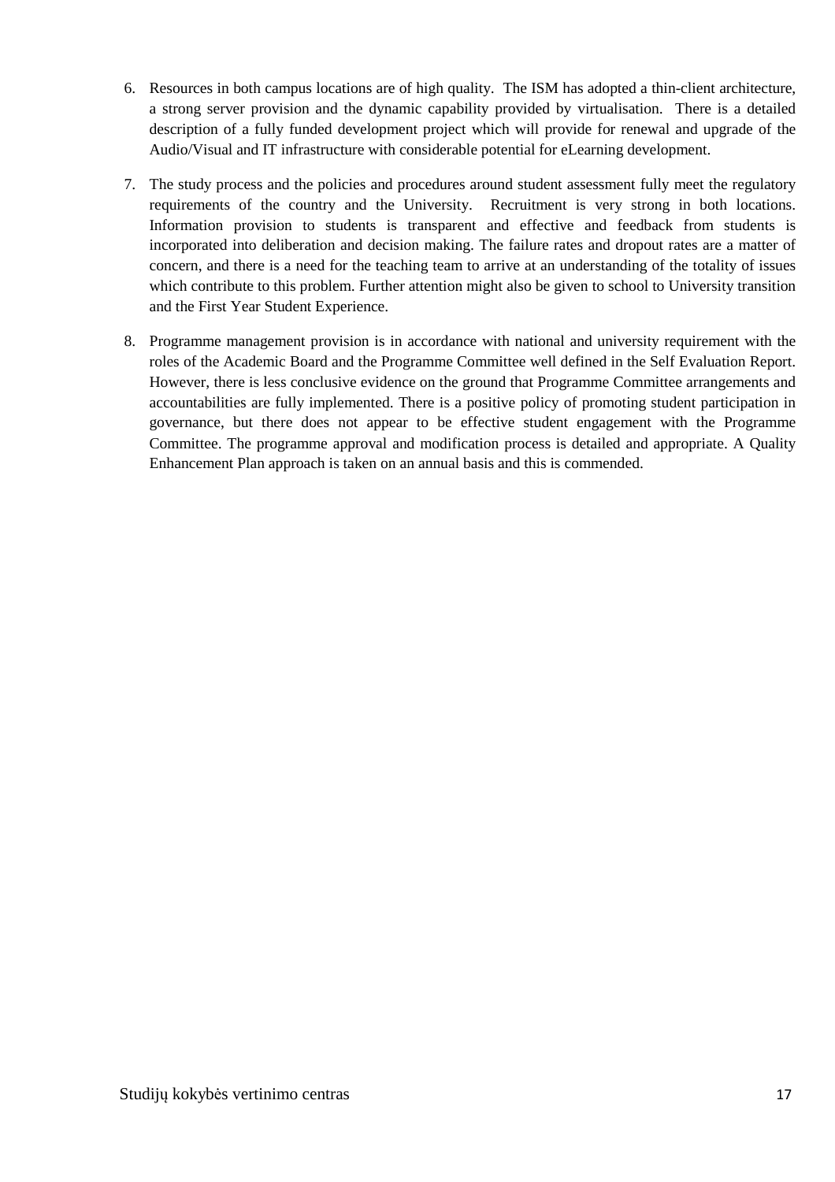6. Resources in both campus locations are of high quality. The ISM has adopted a thin-client architecture, a strong server provision and the dynamic capability provided by virtualisation. There is a detailed description of a fully funded development project which will provide for renewal and upgrade of the Audio/Visual and IT infrastructure with considerable potential for eLearning development.

7. The study process and the policies and procedures around student assessment fully meet the regulatory requirements of the country and the University. Recruitment is very strong in both locations. Information provision to students is transparent and effective and feedback from students is incorporated into deliberation and decision making. The failure rates and dropout rates are a matter of concern, and there is a need for the teaching team to arrive at an understanding of the totality of issues which contribute to this problem. Further attention might also be given to school to University transition and the First Year Student Experience.

8. Programme management provision is in accordance with national and university requirement with the roles of the Academic Board and the Programme Committee well defined in the Self Evaluation Report. However, there is less conclusive evidence on the ground that Programme Committee arrangements and accountabilities are fully implemented. There is a positive policy of promoting student participation in governance, but there does not appear to be effective student engagement with the Programme Committee. The programme approval and modification process is detailed and appropriate. A Quality Enhancement Plan approach is taken on an annual basis and this is commended.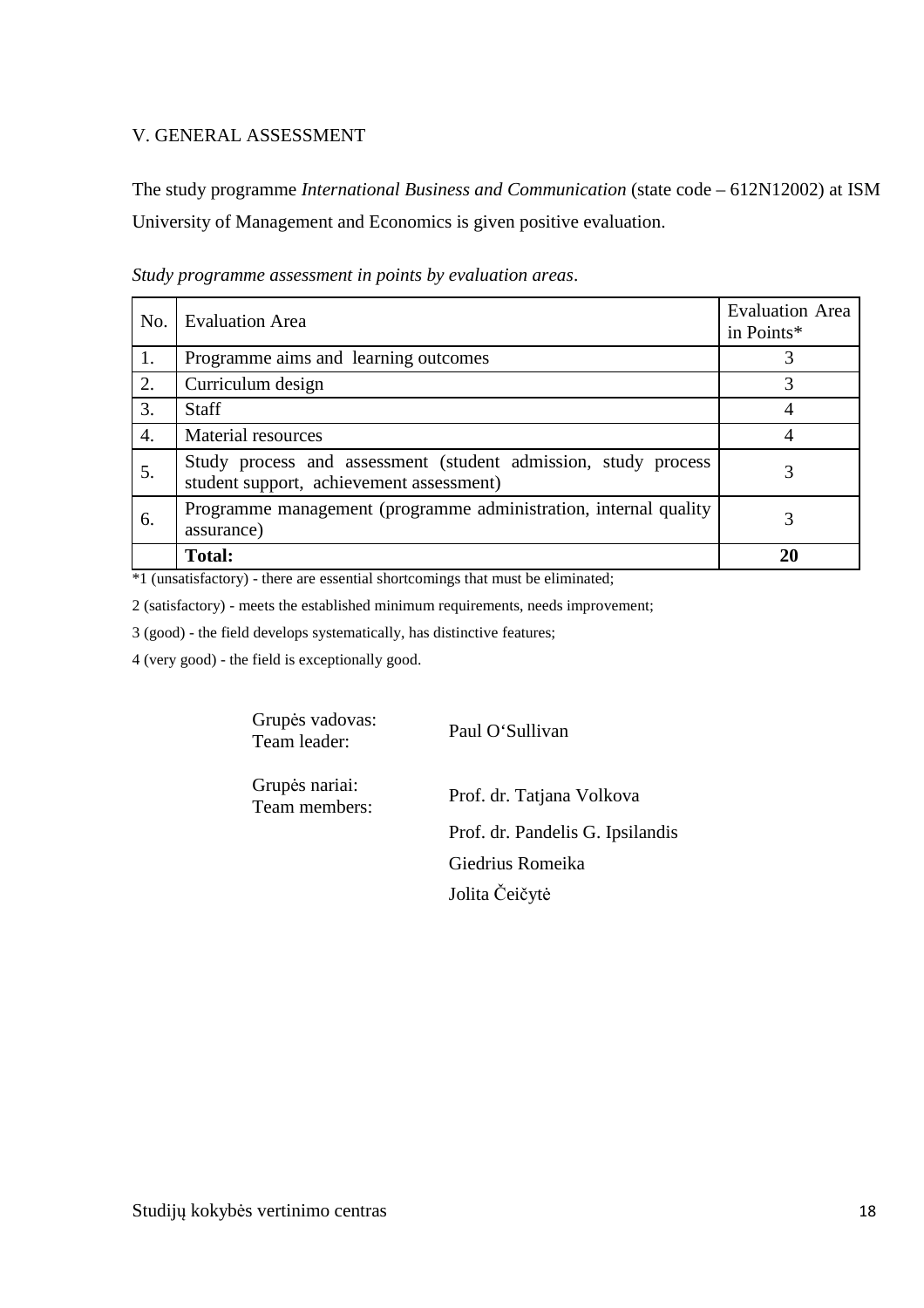## V. GENERAL ASSESSMENT

The study programme *International Business and Communication* (state code – 612N12002) at ISM University of Management and Economics is given positive evaluation.

*Study programme assessment in points by evaluation areas*.

| No. | Evaluation Area | Evaluation Area in Points* |
|---|---|---|
| 1. | Programme aims and learning outcomes | 3 |
| 2. | Curriculum design | 3 |
| 3. | Staff | 4 |
| 4. | Material resources | 4 |
| 5. | Study process and assessment (student admission, study process student support, achievement assessment) | 3 |
| 6. | Programme management (programme administration, internal quality assurance) | 3 |
| | **Total:** | **20** |

*1 (unsatisfactory) - there are essential shortcomings that must be eliminated;

2 (satisfactory) - meets the established minimum requirements, needs improvement;

3 (good) - the field develops systematically, has distinctive features;

4 (very good) - the field is exceptionally good.

Grupės vadovas:
Team leader: Paul O'Sullivan

Grupės nariai:
Team members: Prof. dr. Tatjana Volkova

Prof. dr. Pandelis G. Ipsilandis

Giedrius Romeika

Jolita Čeičytė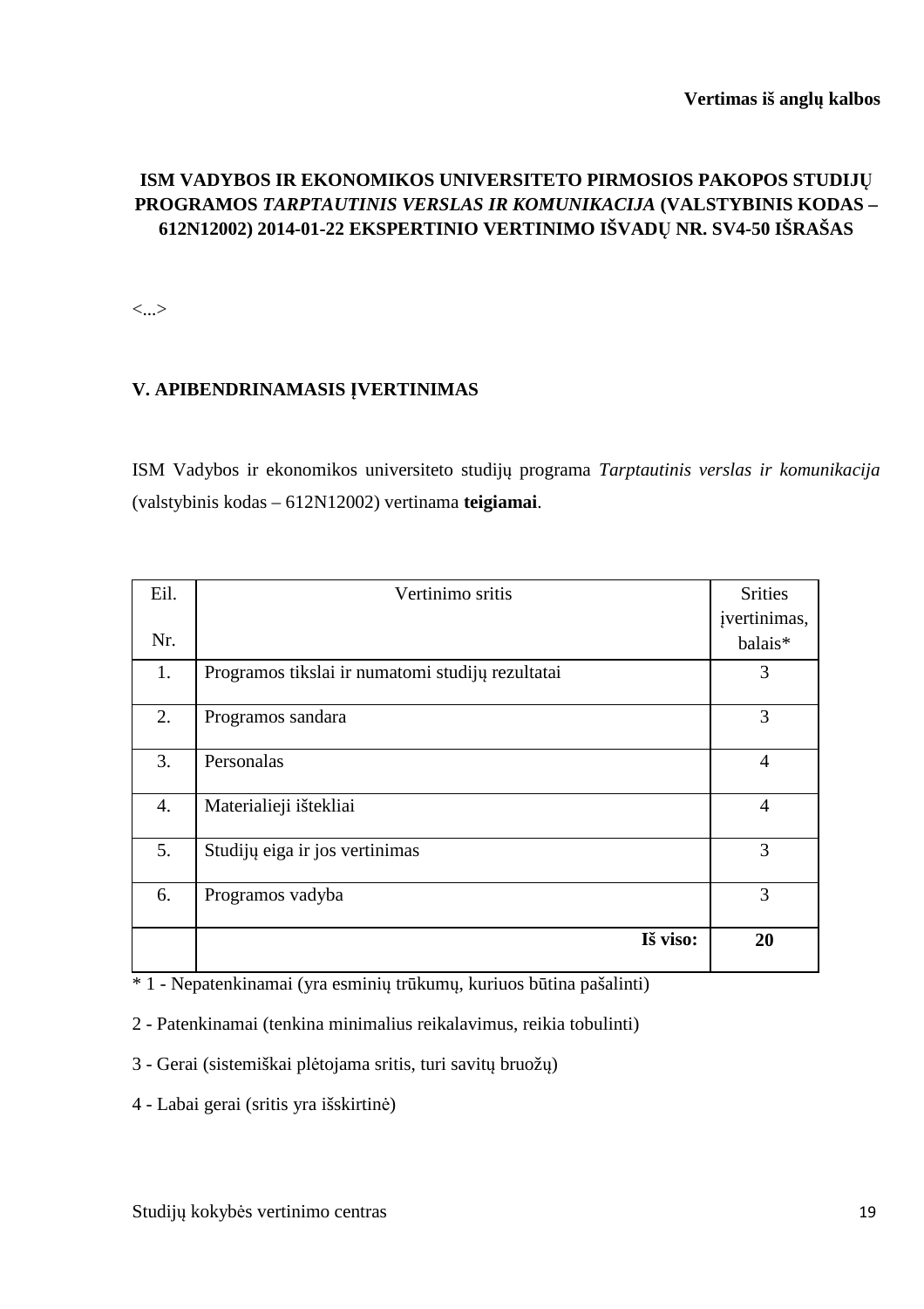**Vertimas iš anglų kalbos**

**ISM VADYBOS IR EKONOMIKOS UNIVERSITETO PIRMOSIOS PAKOPOS STUDIJŲ PROGRAMOS *TARPTAUTINIS VERSLAS IR KOMUNIKACIJA* (VALSTYBINIS KODAS – 612N12002) 2014-01-22 EKSPERTINIO VERTINIMO IŠVADŲ NR. SV4-50 IŠRAŠAS**

<...>

## V. APIBENDRINAMASIS ĮVERTINIMAS

ISM Vadybos ir ekonomikos universiteto studijų programa *Tarptautinis verslas ir komunikacija* (valstybinis kodas – 612N12002) vertinama **teigiamai**.

| Eil. Nr. | Vertinimo sritis | Srities įvertinimas, balais* |
|---|---|---|
| 1. | Programos tikslai ir numatomi studijų rezultatai | 3 |
| 2. | Programos sandara | 3 |
| 3. | Personalas | 4 |
| 4. | Materialieji ištekliai | 4 |
| 5. | Studijų eiga ir jos vertinimas | 3 |
| 6. | Programos vadyba | 3 |
| | **Iš viso:** | **20** |

\* 1 - Nepatenkinamai (yra esminių trūkumų, kuriuos būtina pašalinti)

2 - Patenkinamai (tenkina minimalius reikalavimus, reikia tobulinti)

3 - Gerai (sistemiškai plėtojama sritis, turi savitų bruožų)

4 - Labai gerai (sritis yra išskirtinė)

Studijų kokybės vertinimo centras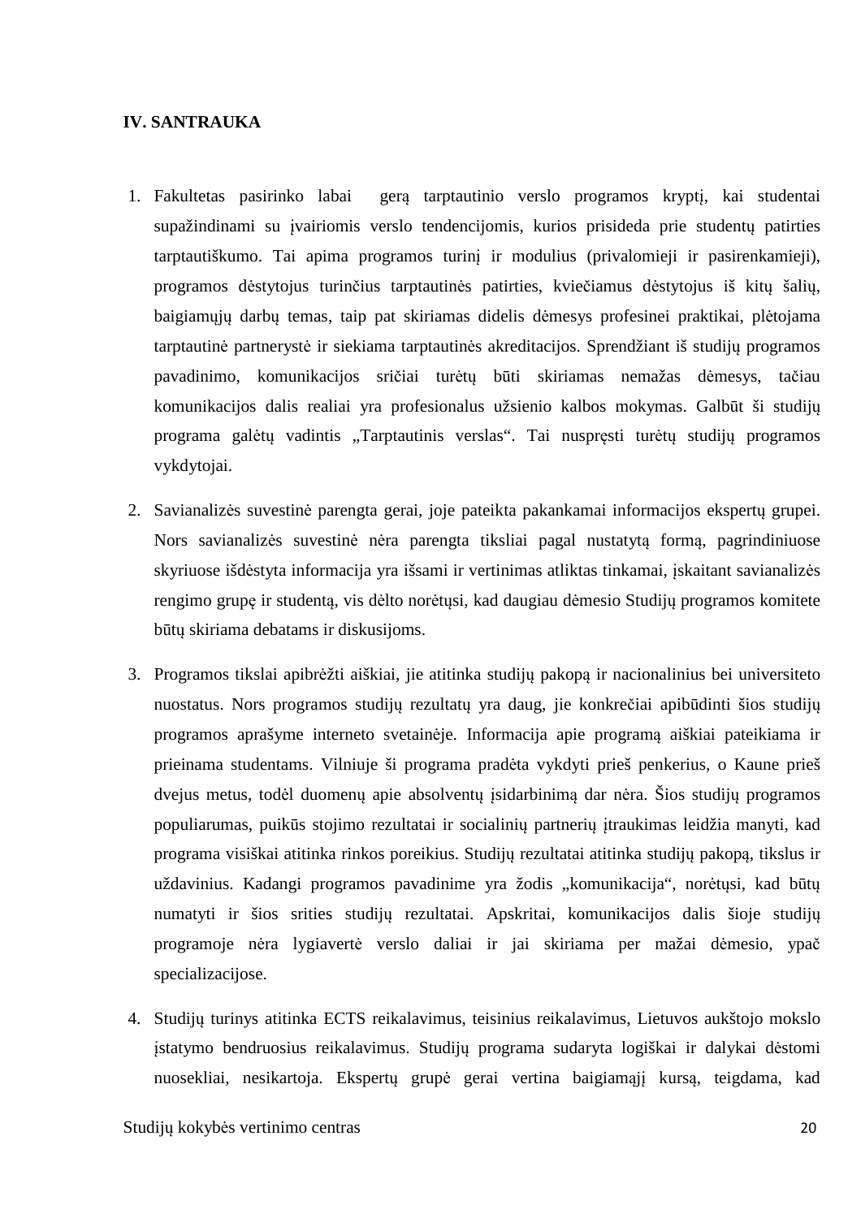**IV. SANTRAUKA**

1. Fakultetas pasirinko labai gerą tarptautinio verslo programos kryptį, kai studentai supažindinami su įvairiomis verslo tendencijomis, kurios prisideda prie studentų patirties tarptautiškumo. Tai apima programos turinį ir modulius (privalomieji ir pasirenkamieji), programos dėstytojus turinčius tarptautinės patirties, kviečiamus dėstytojus iš kitų šalių, baigiamųjų darbų temas, taip pat skiriamas didelis dėmesys profesinei praktikai, plėtojama tarptautinė partnerystė ir siekiama tarptautinės akreditacijos. Sprendžiant iš studijų programos pavadinimo, komunikacijos sričiai turėtų būti skiriamas nemažas dėmesys, tačiau komunikacijos dalis realiai yra profesionalus užsienio kalbos mokymas. Galbūt ši studijų programa galėtų vadintis „Tarptautinis verslas". Tai nuspręsti turėtų studijų programos vykdytojai.

2. Savianalizės suvestinė parengta gerai, joje pateikta pakankamai informacijos ekspertų grupei. Nors savianalizės suvestinė nėra parengta tiksliai pagal nustatytą formą, pagrindiniuose skyriuose išdėstyta informacija yra išsami ir vertinimas atliktas tinkamai, įskaitant savianalizės rengimo grupę ir studentą, vis dėlto norėtųsi, kad daugiau dėmesio Studijų programos komitete būtų skiriama debatams ir diskusijoms.

3. Programos tikslai apibrėžti aiškiai, jie atitinka studijų pakopą ir nacionalinius bei universiteto nuostatus. Nors programos studijų rezultatų yra daug, jie konkrečiai apibūdinti šios studijų programos aprašyme interneto svetainėje. Informacija apie programą aiškiai pateikiama ir prieinama studentams. Vilniuje ši programa pradėta vykdyti prieš penkerius, o Kaune prieš dvejus metus, todėl duomenų apie absolventų įsidarbinimą dar nėra. Šios studijų programos populiarumas, puikūs stojimo rezultatai ir socialinių partnerių įtraukimas leidžia manyti, kad programa visiškai atitinka rinkos poreikius. Studijų rezultatai atitinka studijų pakopą, tikslus ir uždavinius. Kadangi programos pavadinime yra žodis „komunikacija", norėtųsi, kad būtų numatyti ir šios srities studijų rezultatai. Apskritai, komunikacijos dalis šioje studijų programoje nėra lygiavertė verslo daliai ir jai skiriama per mažai dėmesio, ypač specializacijose.

4. Studijų turinys atitinka ECTS reikalavimus, teisinius reikalavimus, Lietuvos aukštojo mokslo įstatymo bendruosius reikalavimus. Studijų programa sudaryta logiškai ir dalykai dėstomi nuosekliai, nesikartoja. Ekspertų grupė gerai vertina baigiamąjį kursą, teigdama, kad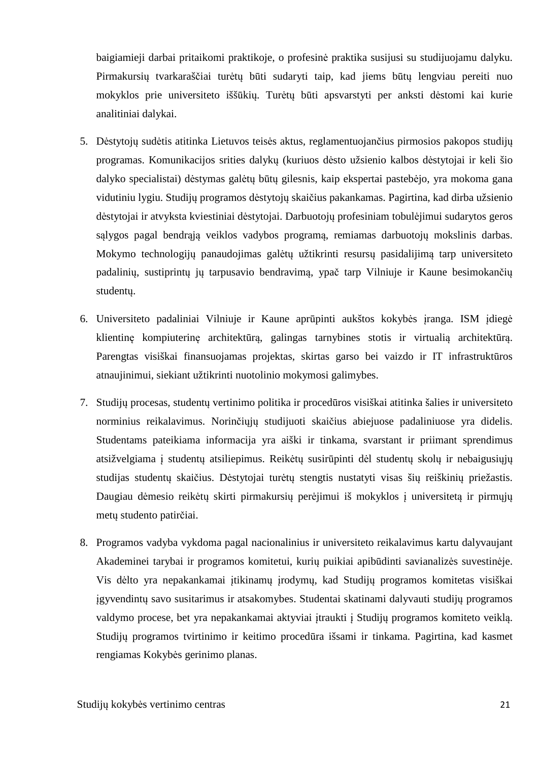baigiamieji darbai pritaikomi praktikoje, o profesinė praktika susijusi su studijuojamu dalyku. Pirmakursių tvarkaraščiai turėtų būti sudaryti taip, kad jiems būtų lengviau pereiti nuo mokyklos prie universiteto iššūkių. Turėtų būti apsvarstyti per anksti dėstomi kai kurie analitiniai dalykai.

5. Dėstytojų sudėtis atitinka Lietuvos teisės aktus, reglamentuojančius pirmosios pakopos studijų programas. Komunikacijos srities dalykų (kuriuos dėsto užsienio kalbos dėstytojai ir keli šio dalyko specialistai) dėstymas galėtų būtų gilesnis, kaip ekspertai pastebėjo, yra mokoma gana vidutiniu lygiu. Studijų programos dėstytojų skaičius pakankamas. Pagirtina, kad dirba užsienio dėstytojai ir atvyksta kviestiniai dėstytojai. Darbuotojų profesiniam tobulėjimui sudarytos geros sąlygos pagal bendrąją veiklos vadybos programą, remiamas darbuotojų mokslinis darbas. Mokymo technologijų panaudojimas galėtų užtikrinti resursų pasidalijimą tarp universiteto padalinių, sustiprintų jų tarpusavio bendravimą, ypač tarp Vilniuje ir Kaune besimokančių studentų.

6. Universiteto padaliniai Vilniuje ir Kaune aprūpinti aukštos kokybės įranga. ISM įdiegė klientinę kompiuterinę architektūrą, galingas tarnybines stotis ir virtualią architektūrą. Parengtas visiškai finansuojamas projektas, skirtas garso bei vaizdo ir IT infrastruktūros atnaujinimui, siekiant užtikrinti nuotolinio mokymosi galimybes.

7. Studijų procesas, studentų vertinimo politika ir procedūros visiškai atitinka šalies ir universiteto norminius reikalavimus. Norinčiųjų studijuoti skaičius abiejuose padaliniuose yra didelis. Studentams pateikiama informacija yra aiški ir tinkama, svarstant ir priimant sprendimus atsižvelgiama į studentų atsiliepimus. Reikėtų susirūpinti dėl studentų skolų ir nebaigusiųjų studijas studentų skaičius. Dėstytojai turėtų stengtis nustatyti visas šių reiškinių priežastis. Daugiau dėmesio reikėtų skirti pirmakursių perėjimui iš mokyklos į universitetą ir pirmųjų metų studento patirčiai.

8. Programos vadyba vykdoma pagal nacionalinius ir universiteto reikalavimus kartu dalyvaujant Akademinei tarybai ir programos komitetui, kurių puikiai apibūdinti savianalizės suvestinėje. Vis dėlto yra nepakankamai įtikinamų įrodymų, kad Studijų programos komitetas visiškai įgyvendintų savo susitarimus ir atsakomybes. Studentai skatinami dalyvauti studijų programos valdymo procese, bet yra nepakankamai aktyviai įtraukti į Studijų programos komiteto veiklą. Studijų programos tvirtinimo ir keitimo procedūra išsami ir tinkama. Pagirtina, kad kasmet rengiamas Kokybės gerinimo planas.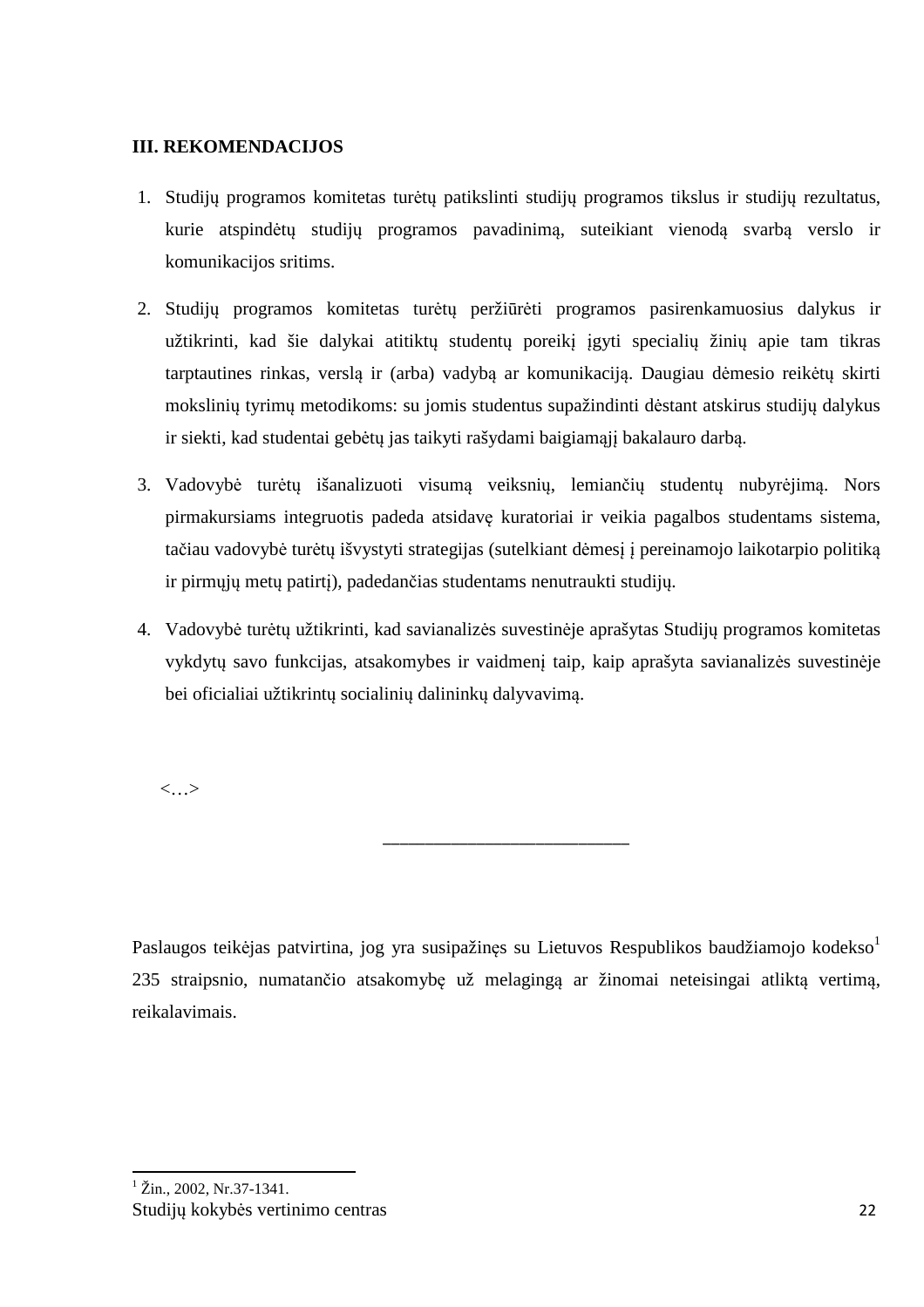**III. REKOMENDACIJOS**

1. Studijų programos komitetas turėtų patikslinti studijų programos tikslus ir studijų rezultatus, kurie atspindėtų studijų programos pavadinimą, suteikiant vienodą svarbą verslo ir komunikacijos sritims.
2. Studijų programos komitetas turėtų peržiūrėti programos pasirenkamuosius dalykus ir užtikrinti, kad šie dalykai atitiktų studentų poreikį įgyti specialių žinių apie tam tikras tarptautines rinkas, verslą ir (arba) vadybą ar komunikaciją. Daugiau dėmesio reikėtų skirti mokslinių tyrimų metodikoms: su jomis studentus supažindinti dėstant atskirus studijų dalykus ir siekti, kad studentai gebėtų jas taikyti rašydami baigiamąjį bakalauro darbą.
3. Vadovybė turėtų išanalizuoti visumą veiksnių, lemiančių studentų nubyrėjimą. Nors pirmakursiams integruotis padeda atsidavę kuratoriai ir veikia pagalbos studentams sistema, tačiau vadovybė turėtų išvystyti strategijas (sutelkiant dėmesį į pereinamojo laikotarpio politiką ir pirmųjų metų patirtį), padedančias studentams nenutraukti studijų.
4. Vadovybė turėtų užtikrinti, kad savianalizės suvestinėje aprašytas Studijų programos komitetas vykdytų savo funkcijas, atsakomybes ir vaidmenį taip, kaip aprašyta savianalizės suvestinėje bei oficialiai užtikrintų socialinių dalininkų dalyvavimą.

<…>

\_\_\_\_\_\_\_\_\_\_\_\_\_\_\_\_\_\_\_\_\_\_\_\_\_\_

Paslaugos teikėjas patvirtina, jog yra susipažinęs su Lietuvos Respublikos baudžiamojo kodekso[1] 235 straipsnio, numatančio atsakomybę už melagingą ar žinomai neteisingai atliktą vertimą, reikalavimais.

[1] Žin., 2002, Nr.37-1341.

Studijų kokybės vertinimo centras